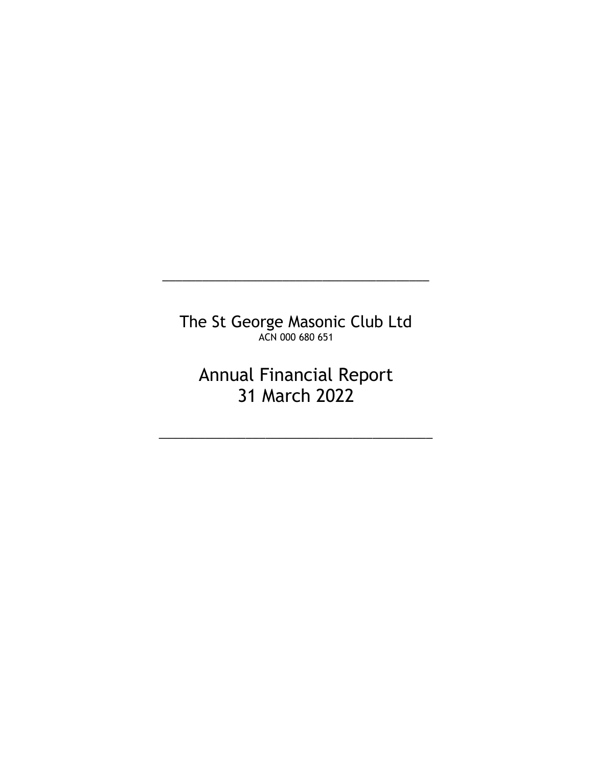---

# The St George Masonic Club Ltd

ACN 000 680 651

# Annual Financial Report
# 31 March 2022

---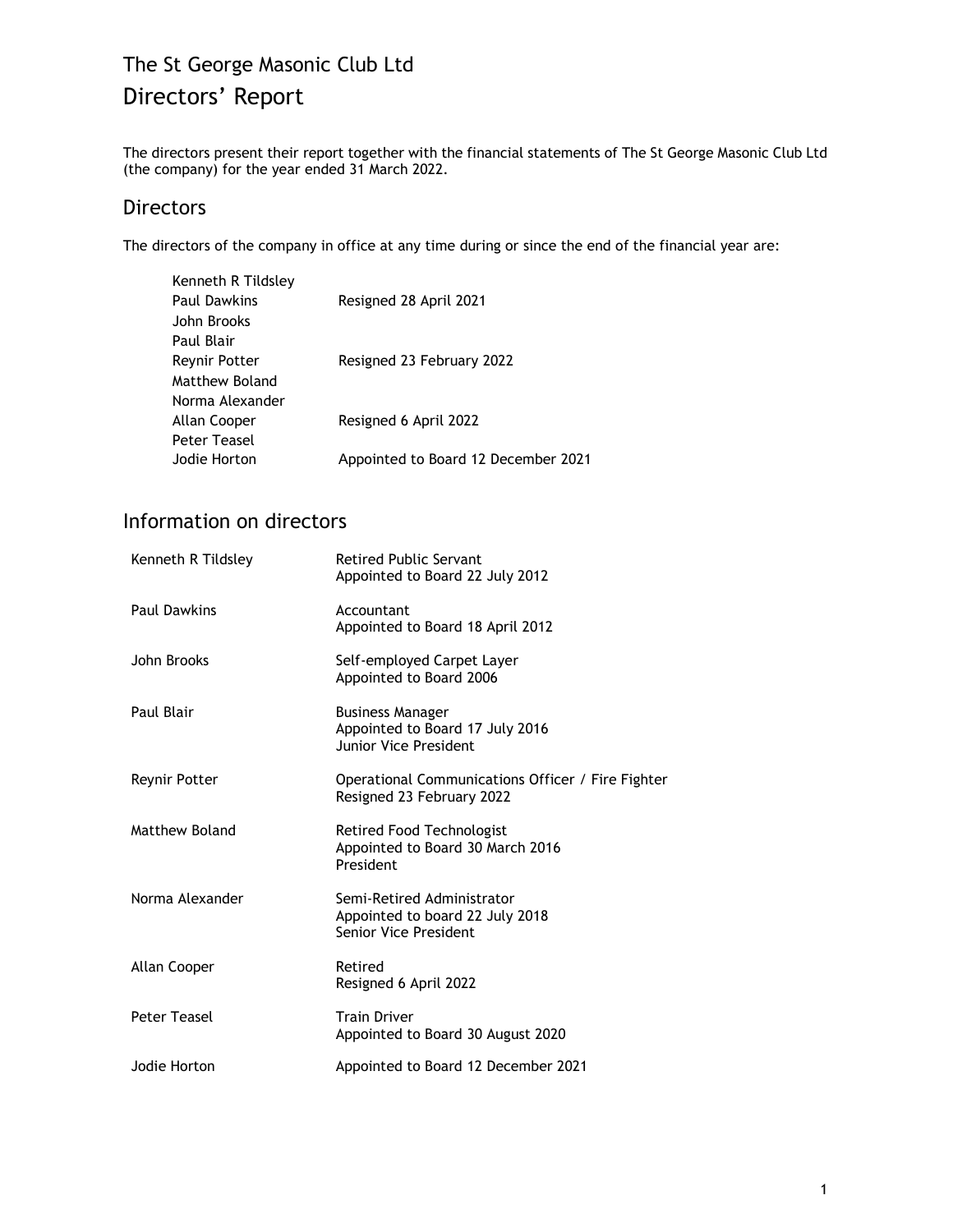# The St George Masonic Club Ltd

# Directors' Report

The directors present their report together with the financial statements of The St George Masonic Club Ltd (the company) for the year ended 31 March 2022.

## Directors

The directors of the company in office at any time during or since the end of the financial year are:

| | |
|---|---|
| Kenneth R Tildsley | |
| Paul Dawkins | Resigned 28 April 2021 |
| John Brooks | |
| Paul Blair | |
| Reynir Potter | Resigned 23 February 2022 |
| Matthew Boland | |
| Norma Alexander | |
| Allan Cooper | Resigned 6 April 2022 |
| Peter Teasel | |
| Jodie Horton | Appointed to Board 12 December 2021 |

## Information on directors

| | |
|---|---|
| Kenneth R Tildsley | Retired Public Servant<br>Appointed to Board 22 July 2012 |
| Paul Dawkins | Accountant<br>Appointed to Board 18 April 2012 |
| John Brooks | Self-employed Carpet Layer<br>Appointed to Board 2006 |
| Paul Blair | Business Manager<br>Appointed to Board 17 July 2016<br>Junior Vice President |
| Reynir Potter | Operational Communications Officer / Fire Fighter<br>Resigned 23 February 2022 |
| Matthew Boland | Retired Food Technologist<br>Appointed to Board 30 March 2016<br>President |
| Norma Alexander | Semi-Retired Administrator<br>Appointed to board 22 July 2018<br>Senior Vice President |
| Allan Cooper | Retired<br>Resigned 6 April 2022 |
| Peter Teasel | Train Driver<br>Appointed to Board 30 August 2020 |
| Jodie Horton | Appointed to Board 12 December 2021 |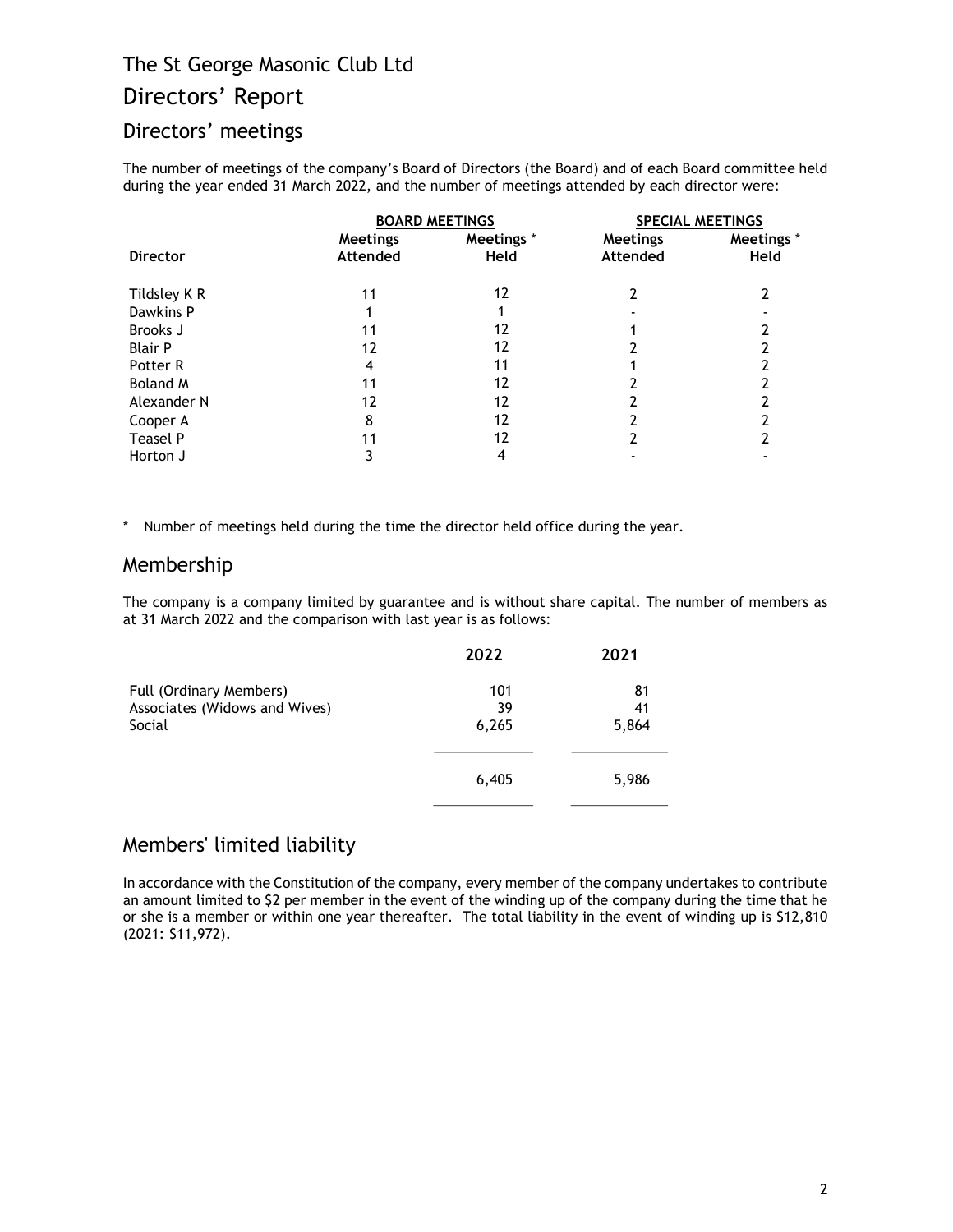# The St George Masonic Club Ltd

# Directors' Report

## Directors' meetings

The number of meetings of the company's Board of Directors (the Board) and of each Board committee held during the year ended 31 March 2022, and the number of meetings attended by each director were:

| | **BOARD MEETINGS** | | **SPECIAL MEETINGS** | |
|---|---|---|---|---|
| **Director** | **Meetings Attended** | **Meetings * Held** | **Meetings Attended** | **Meetings * Held** |
| Tildsley K R | 11 | 12 | 2 | 2 |
| Dawkins P | 1 | 1 | - | - |
| Brooks J | 11 | 12 | 1 | 2 |
| Blair P | 12 | 12 | 2 | 2 |
| Potter R | 4 | 11 | 1 | 2 |
| Boland M | 11 | 12 | 2 | 2 |
| Alexander N | 12 | 12 | 2 | 2 |
| Cooper A | 8 | 12 | 2 | 2 |
| Teasel P | 11 | 12 | 2 | 2 |
| Horton J | 3 | 4 | - | - |

\* Number of meetings held during the time the director held office during the year.

## Membership

The company is a company limited by guarantee and is without share capital. The number of members as at 31 March 2022 and the comparison with last year is as follows:

| | **2022** | **2021** |
|---|---|---|
| Full (Ordinary Members) | 101 | 81 |
| Associates (Widows and Wives) | 39 | 41 |
| Social | 6,265 | 5,864 |
| | 6,405 | 5,986 |

## Members' limited liability

In accordance with the Constitution of the company, every member of the company undertakes to contribute an amount limited to $2 per member in the event of the winding up of the company during the time that he or she is a member or within one year thereafter. The total liability in the event of winding up is $12,810 (2021: $11,972).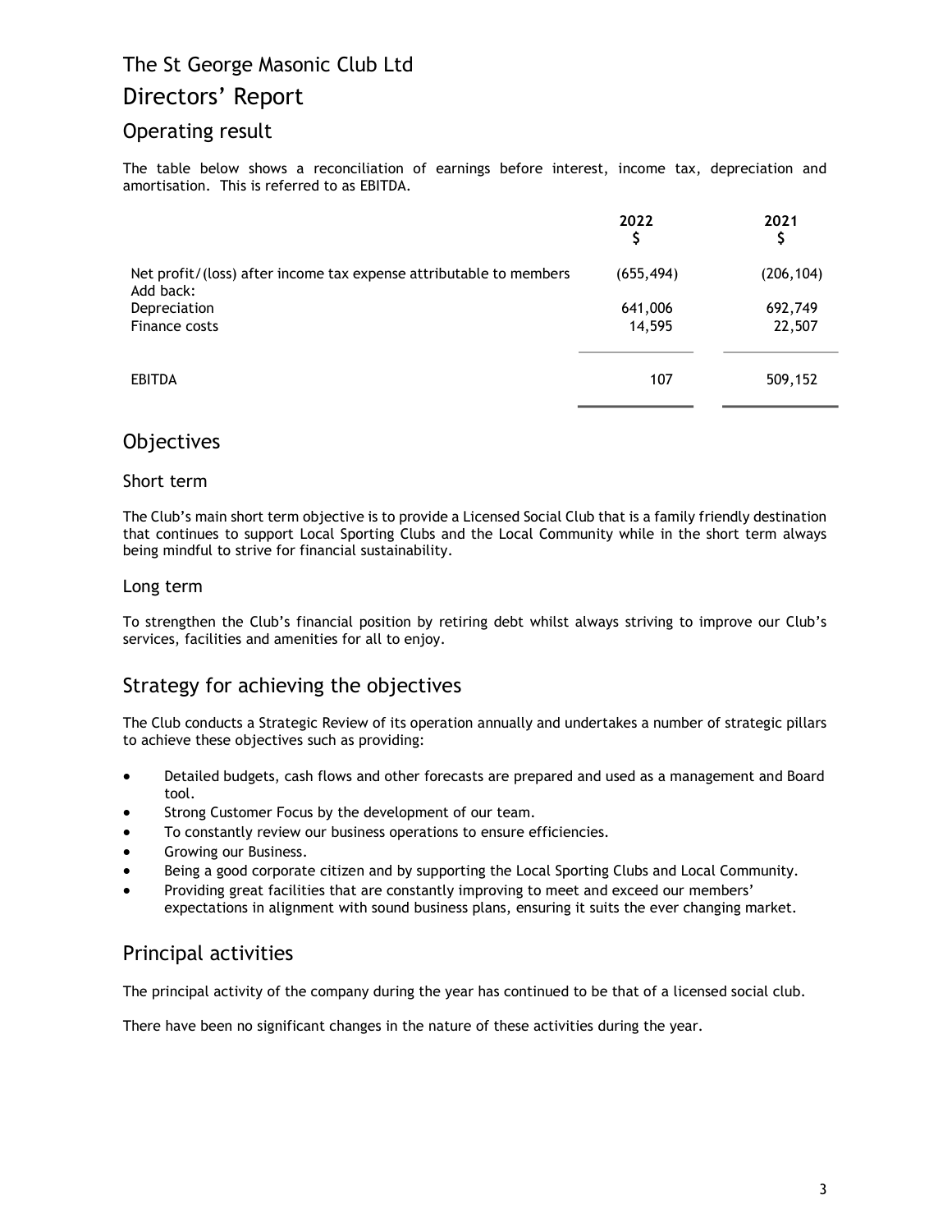# The St George Masonic Club Ltd

# Directors' Report

## Operating result

The table below shows a reconciliation of earnings before interest, income tax, depreciation and amortisation. This is referred to as EBITDA.

| | 2022<br>$ | 2021<br>$ |
|---|---|---|
| Net profit/(loss) after income tax expense attributable to members | (655,494) | (206,104) |
| Add back: | | |
| Depreciation | 641,006 | 692,749 |
| Finance costs | 14,595 | 22,507 |
| EBITDA | 107 | 509,152 |

## Objectives

### Short term

The Club's main short term objective is to provide a Licensed Social Club that is a family friendly destination that continues to support Local Sporting Clubs and the Local Community while in the short term always being mindful to strive for financial sustainability.

### Long term

To strengthen the Club's financial position by retiring debt whilst always striving to improve our Club's services, facilities and amenities for all to enjoy.

## Strategy for achieving the objectives

The Club conducts a Strategic Review of its operation annually and undertakes a number of strategic pillars to achieve these objectives such as providing:

- Detailed budgets, cash flows and other forecasts are prepared and used as a management and Board tool.
- Strong Customer Focus by the development of our team.
- To constantly review our business operations to ensure efficiencies.
- Growing our Business.
- Being a good corporate citizen and by supporting the Local Sporting Clubs and Local Community.
- Providing great facilities that are constantly improving to meet and exceed our members' expectations in alignment with sound business plans, ensuring it suits the ever changing market.

## Principal activities

The principal activity of the company during the year has continued to be that of a licensed social club.

There have been no significant changes in the nature of these activities during the year.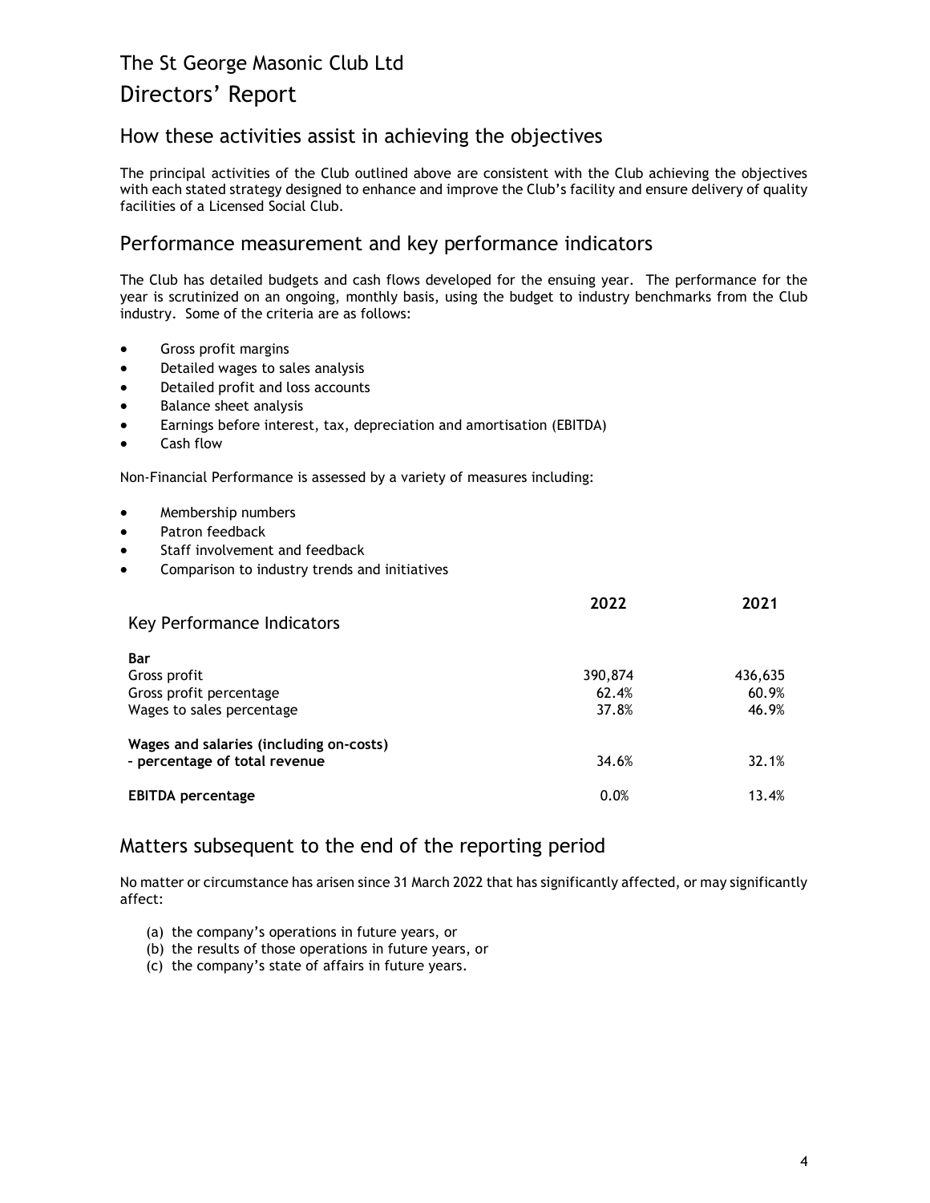# The St George Masonic Club Ltd

# Directors' Report

## How these activities assist in achieving the objectives

The principal activities of the Club outlined above are consistent with the Club achieving the objectives with each stated strategy designed to enhance and improve the Club's facility and ensure delivery of quality facilities of a Licensed Social Club.

## Performance measurement and key performance indicators

The Club has detailed budgets and cash flows developed for the ensuing year. The performance for the year is scrutinized on an ongoing, monthly basis, using the budget to industry benchmarks from the Club industry. Some of the criteria are as follows:

- Gross profit margins
- Detailed wages to sales analysis
- Detailed profit and loss accounts
- Balance sheet analysis
- Earnings before interest, tax, depreciation and amortisation (EBITDA)
- Cash flow

Non-Financial Performance is assessed by a variety of measures including:

- Membership numbers
- Patron feedback
- Staff involvement and feedback
- Comparison to industry trends and initiatives

| Key Performance Indicators | 2022 | 2021 |
|---|---|---|
| **Bar** | | |
| Gross profit | 390,874 | 436,635 |
| Gross profit percentage | 62.4% | 60.9% |
| Wages to sales percentage | 37.8% | 46.9% |
| **Wages and salaries (including on-costs) - percentage of total revenue** | 34.6% | 32.1% |
| **EBITDA percentage** | 0.0% | 13.4% |

## Matters subsequent to the end of the reporting period

No matter or circumstance has arisen since 31 March 2022 that has significantly affected, or may significantly affect:

(a) the company's operations in future years, or
(b) the results of those operations in future years, or
(c) the company's state of affairs in future years.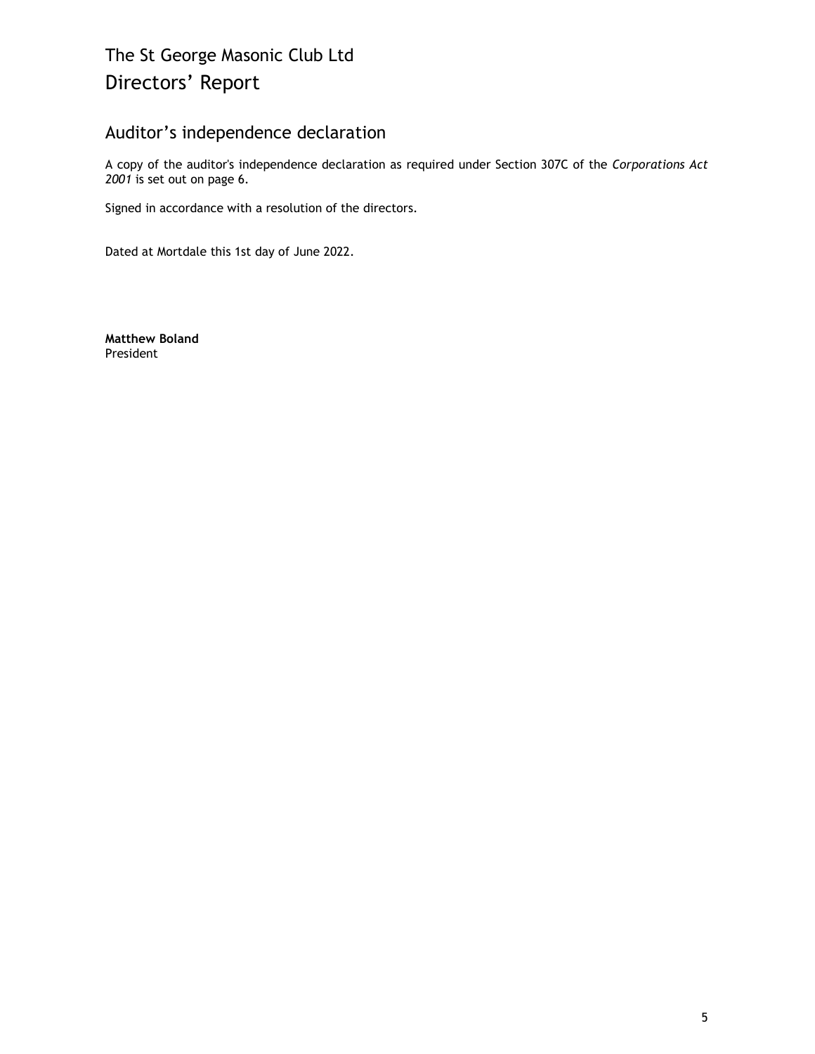# The St George Masonic Club Ltd

# Directors' Report

## Auditor's independence declaration

A copy of the auditor's independence declaration as required under Section 307C of the *Corporations Act 2001* is set out on page 6.

Signed in accordance with a resolution of the directors.

Dated at Mortdale this 1st day of June 2022.

**Matthew Boland**
President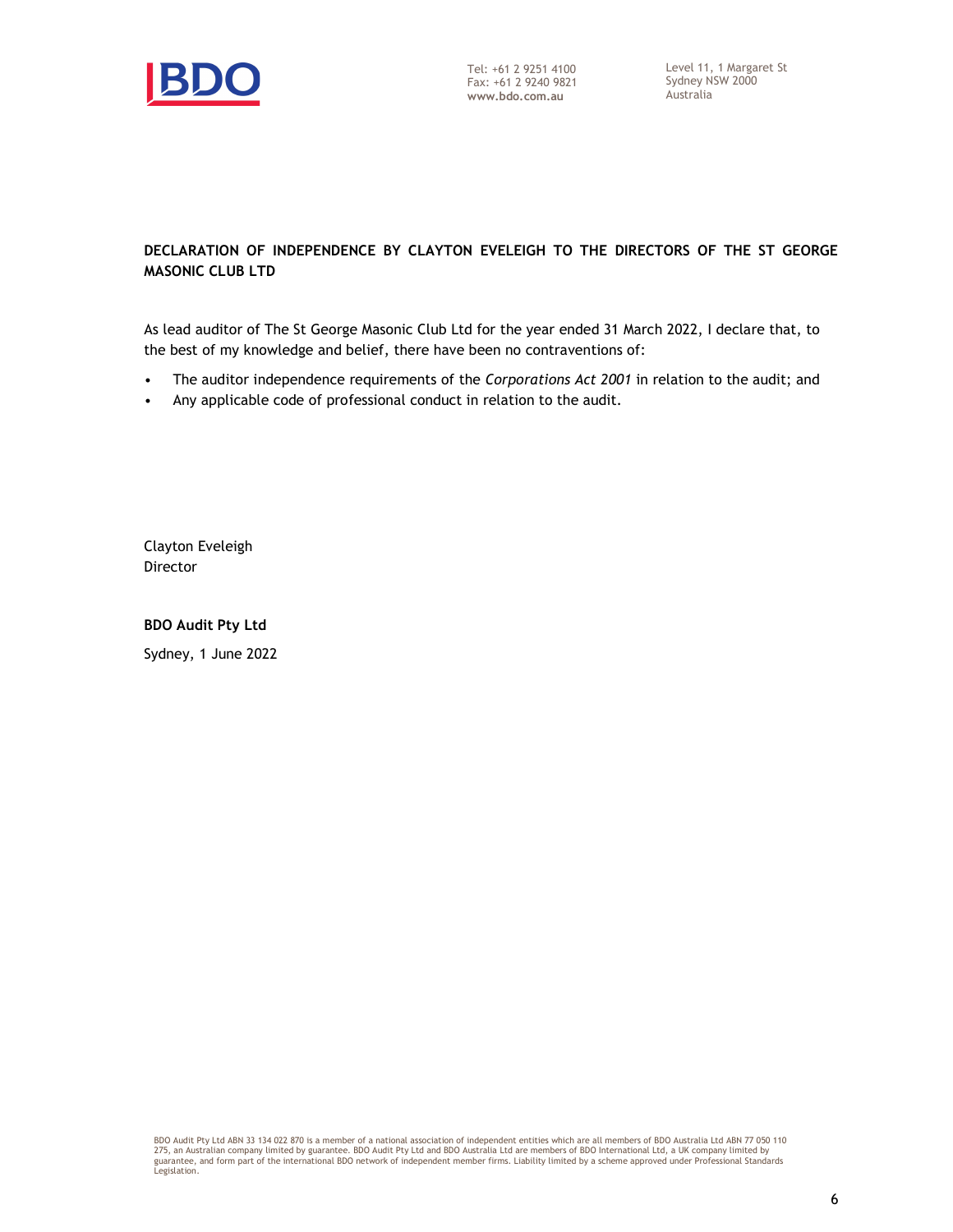Tel: +61 2 9251 4100
Fax: +61 2 9240 9821
www.bdo.com.au

Level 11, 1 Margaret St
Sydney NSW 2000
Australia

**DECLARATION OF INDEPENDENCE BY CLAYTON EVELEIGH TO THE DIRECTORS OF THE ST GEORGE MASONIC CLUB LTD**

As lead auditor of The St George Masonic Club Ltd for the year ended 31 March 2022, I declare that, to the best of my knowledge and belief, there have been no contraventions of:

- The auditor independence requirements of the *Corporations Act 2001* in relation to the audit; and
- Any applicable code of professional conduct in relation to the audit.

Clayton Eveleigh
Director

**BDO Audit Pty Ltd**

Sydney, 1 June 2022

BDO Audit Pty Ltd ABN 33 134 022 870 is a member of a national association of independent entities which are all members of BDO Australia Ltd ABN 77 050 110 275, an Australian company limited by guarantee. BDO Audit Pty Ltd and BDO Australia Ltd are members of BDO International Ltd, a UK company limited by guarantee, and form part of the international BDO network of independent member firms. Liability limited by a scheme approved under Professional Standards Legislation.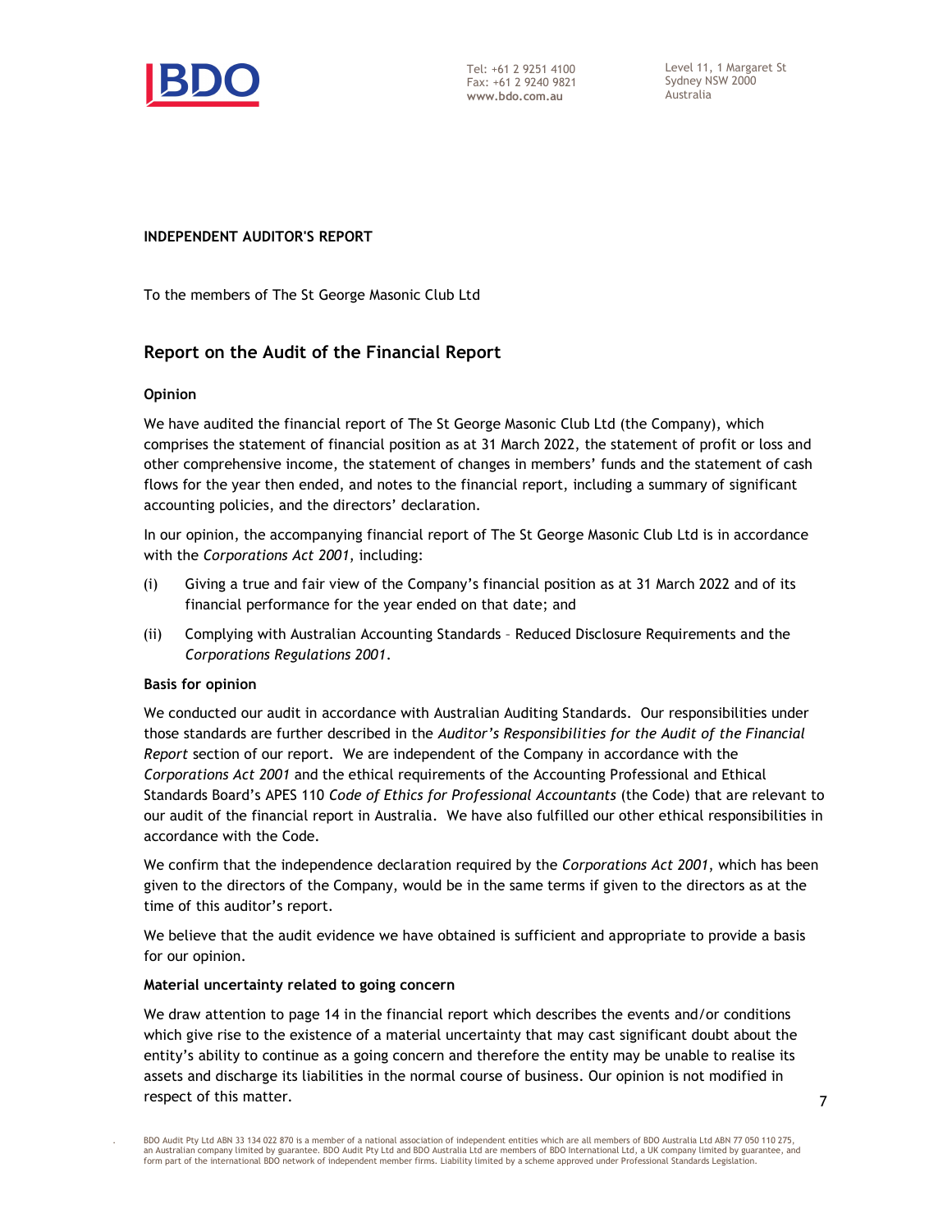Tel: +61 2 9251 4100
Fax: +61 2 9240 9821
**www.bdo.com.au**

Level 11, 1 Margaret St
Sydney NSW 2000
Australia

**INDEPENDENT AUDITOR'S REPORT**

To the members of The St George Masonic Club Ltd

## Report on the Audit of the Financial Report

### Opinion

We have audited the financial report of The St George Masonic Club Ltd (the Company), which comprises the statement of financial position as at 31 March 2022, the statement of profit or loss and other comprehensive income, the statement of changes in members' funds and the statement of cash flows for the year then ended, and notes to the financial report, including a summary of significant accounting policies, and the directors' declaration.

In our opinion, the accompanying financial report of The St George Masonic Club Ltd is in accordance with the *Corporations Act 2001*, including:

(i) Giving a true and fair view of the Company's financial position as at 31 March 2022 and of its financial performance for the year ended on that date; and

(ii) Complying with Australian Accounting Standards – Reduced Disclosure Requirements and the *Corporations Regulations 2001*.

### Basis for opinion

We conducted our audit in accordance with Australian Auditing Standards. Our responsibilities under those standards are further described in the *Auditor's Responsibilities for the Audit of the Financial Report* section of our report. We are independent of the Company in accordance with the *Corporations Act 2001* and the ethical requirements of the Accounting Professional and Ethical Standards Board's APES 110 *Code of Ethics for Professional Accountants* (the Code) that are relevant to our audit of the financial report in Australia. We have also fulfilled our other ethical responsibilities in accordance with the Code.

We confirm that the independence declaration required by the *Corporations Act 2001*, which has been given to the directors of the Company, would be in the same terms if given to the directors as at the time of this auditor's report.

We believe that the audit evidence we have obtained is sufficient and appropriate to provide a basis for our opinion.

### Material uncertainty related to going concern

We draw attention to page 14 in the financial report which describes the events and/or conditions which give rise to the existence of a material uncertainty that may cast significant doubt about the entity's ability to continue as a going concern and therefore the entity may be unable to realise its assets and discharge its liabilities in the normal course of business. Our opinion is not modified in respect of this matter.

BDO Audit Pty Ltd ABN 33 134 022 870 is a member of a national association of independent entities which are all members of BDO Australia Ltd ABN 77 050 110 275, an Australian company limited by guarantee. BDO Audit Pty Ltd and BDO Australia Ltd are members of BDO International Ltd, a UK company limited by guarantee, and form part of the international BDO network of independent member firms. Liability limited by a scheme approved under Professional Standards Legislation.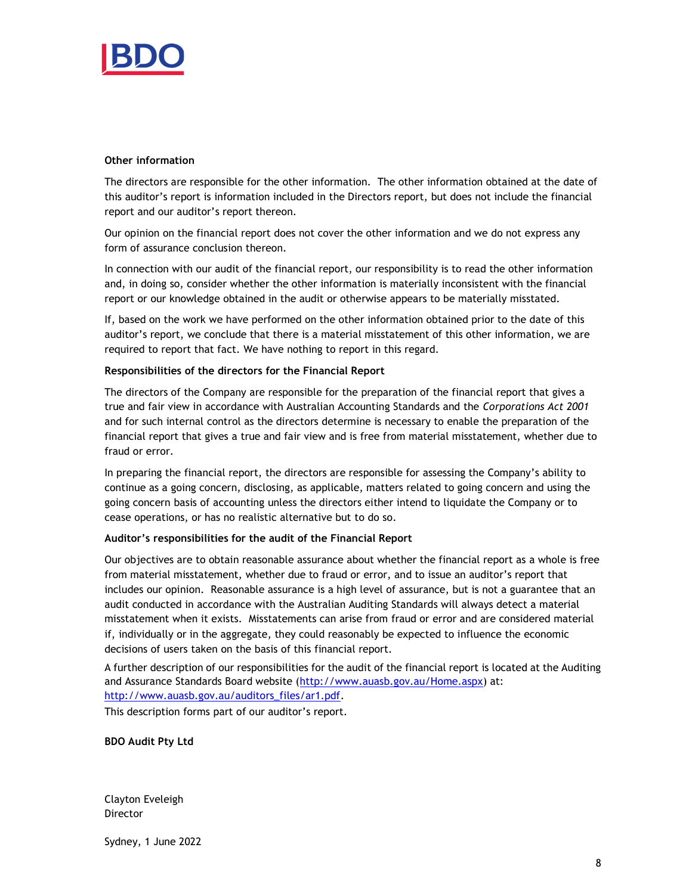**Other information**

The directors are responsible for the other information. The other information obtained at the date of this auditor's report is information included in the Directors report, but does not include the financial report and our auditor's report thereon.

Our opinion on the financial report does not cover the other information and we do not express any form of assurance conclusion thereon.

In connection with our audit of the financial report, our responsibility is to read the other information and, in doing so, consider whether the other information is materially inconsistent with the financial report or our knowledge obtained in the audit or otherwise appears to be materially misstated.

If, based on the work we have performed on the other information obtained prior to the date of this auditor's report, we conclude that there is a material misstatement of this other information, we are required to report that fact. We have nothing to report in this regard.

**Responsibilities of the directors for the Financial Report**

The directors of the Company are responsible for the preparation of the financial report that gives a true and fair view in accordance with Australian Accounting Standards and the *Corporations Act 2001* and for such internal control as the directors determine is necessary to enable the preparation of the financial report that gives a true and fair view and is free from material misstatement, whether due to fraud or error.

In preparing the financial report, the directors are responsible for assessing the Company's ability to continue as a going concern, disclosing, as applicable, matters related to going concern and using the going concern basis of accounting unless the directors either intend to liquidate the Company or to cease operations, or has no realistic alternative but to do so.

**Auditor's responsibilities for the audit of the Financial Report**

Our objectives are to obtain reasonable assurance about whether the financial report as a whole is free from material misstatement, whether due to fraud or error, and to issue an auditor's report that includes our opinion. Reasonable assurance is a high level of assurance, but is not a guarantee that an audit conducted in accordance with the Australian Auditing Standards will always detect a material misstatement when it exists. Misstatements can arise from fraud or error and are considered material if, individually or in the aggregate, they could reasonably be expected to influence the economic decisions of users taken on the basis of this financial report.

A further description of our responsibilities for the audit of the financial report is located at the Auditing and Assurance Standards Board website (http://www.auasb.gov.au/Home.aspx) at: http://www.auasb.gov.au/auditors_files/ar1.pdf.
This description forms part of our auditor's report.

**BDO Audit Pty Ltd**

Clayton Eveleigh
Director

Sydney, 1 June 2022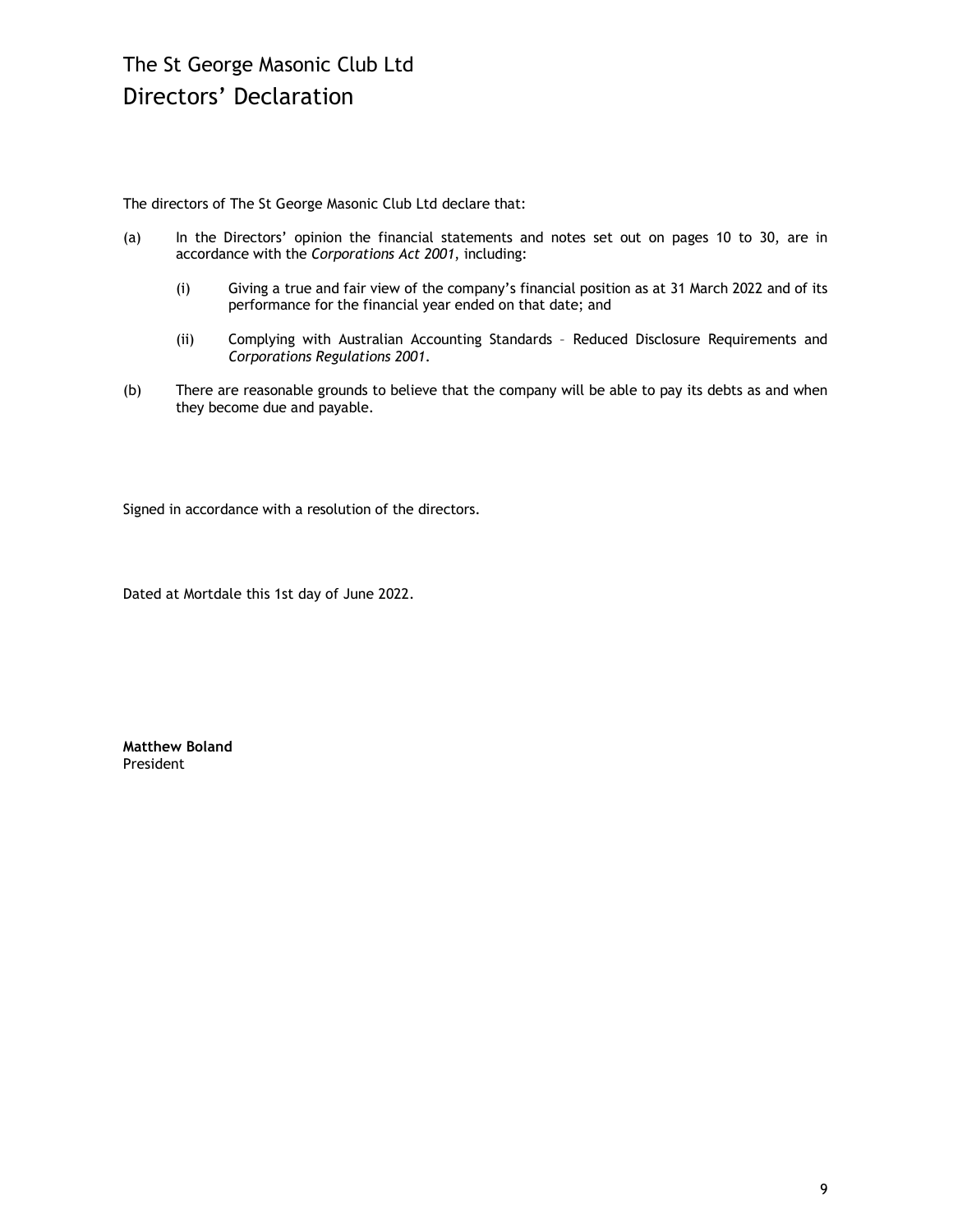# The St George Masonic Club Ltd
## Directors' Declaration

The directors of The St George Masonic Club Ltd declare that:

(a) In the Directors' opinion the financial statements and notes set out on pages 10 to 30, are in accordance with the *Corporations Act 2001*, including:

  (i) Giving a true and fair view of the company's financial position as at 31 March 2022 and of its performance for the financial year ended on that date; and

  (ii) Complying with Australian Accounting Standards – Reduced Disclosure Requirements and *Corporations Regulations 2001*.

(b) There are reasonable grounds to believe that the company will be able to pay its debts as and when they become due and payable.

Signed in accordance with a resolution of the directors.

Dated at Mortdale this 1st day of June 2022.

**Matthew Boland**
President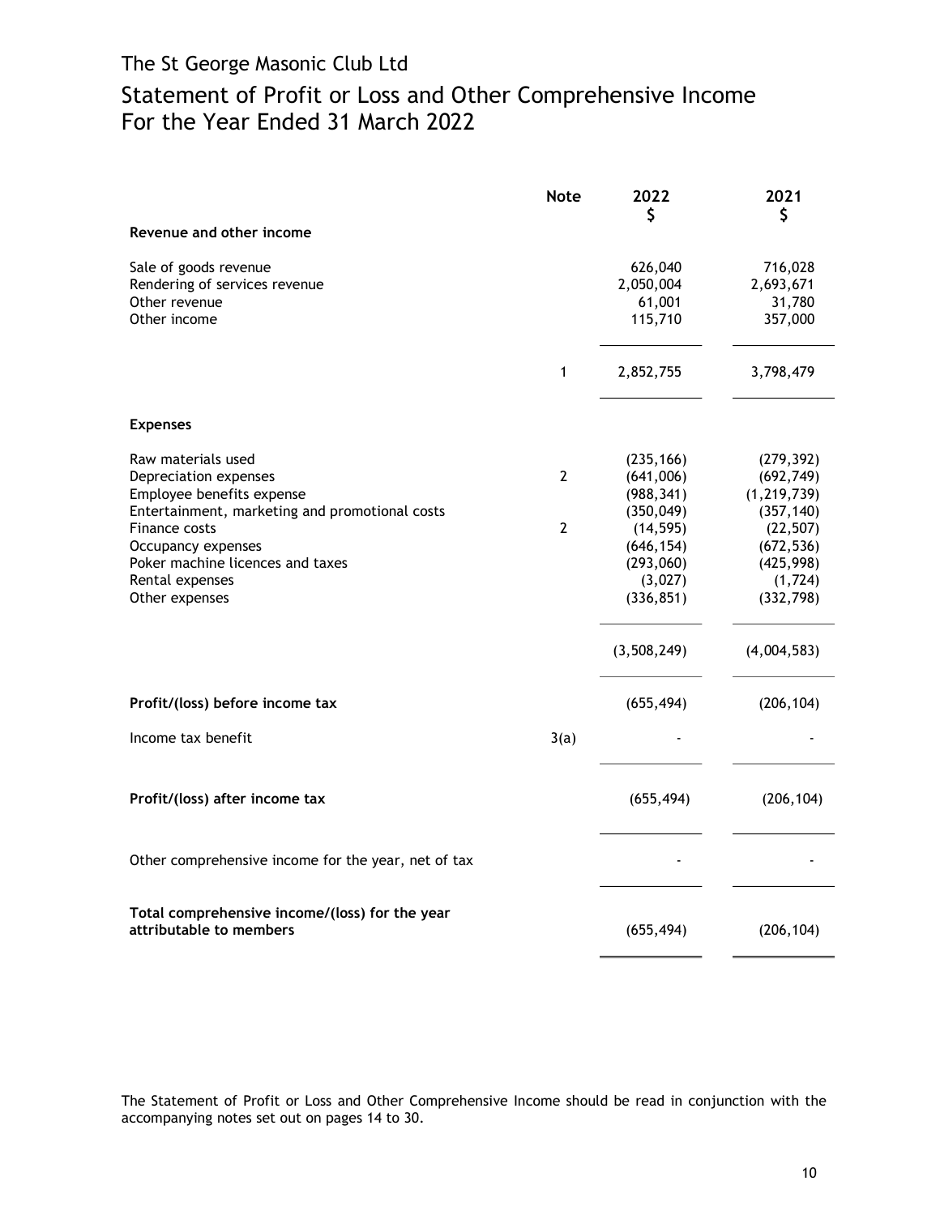# The St George Masonic Club Ltd

## Statement of Profit or Loss and Other Comprehensive Income
## For the Year Ended 31 March 2022

| | Note | 2022<br>$ | 2021<br>$ |
|---|---|---|---|
| **Revenue and other income** | | | |
| Sale of goods revenue | | 626,040 | 716,028 |
| Rendering of services revenue | | 2,050,004 | 2,693,671 |
| Other revenue | | 61,001 | 31,780 |
| Other income | | 115,710 | 357,000 |
| | 1 | 2,852,755 | 3,798,479 |
| **Expenses** | | | |
| Raw materials used | | (235,166) | (279,392) |
| Depreciation expenses | 2 | (641,006) | (692,749) |
| Employee benefits expense | | (988,341) | (1,219,739) |
| Entertainment, marketing and promotional costs | | (350,049) | (357,140) |
| Finance costs | 2 | (14,595) | (22,507) |
| Occupancy expenses | | (646,154) | (672,536) |
| Poker machine licences and taxes | | (293,060) | (425,998) |
| Rental expenses | | (3,027) | (1,724) |
| Other expenses | | (336,851) | (332,798) |
| | | (3,508,249) | (4,004,583) |
| **Profit/(loss) before income tax** | | (655,494) | (206,104) |
| Income tax benefit | 3(a) | - | - |
| **Profit/(loss) after income tax** | | (655,494) | (206,104) |
| Other comprehensive income for the year, net of tax | | - | - |
| **Total comprehensive income/(loss) for the year attributable to members** | | (655,494) | (206,104) |

The Statement of Profit or Loss and Other Comprehensive Income should be read in conjunction with the accompanying notes set out on pages 14 to 30.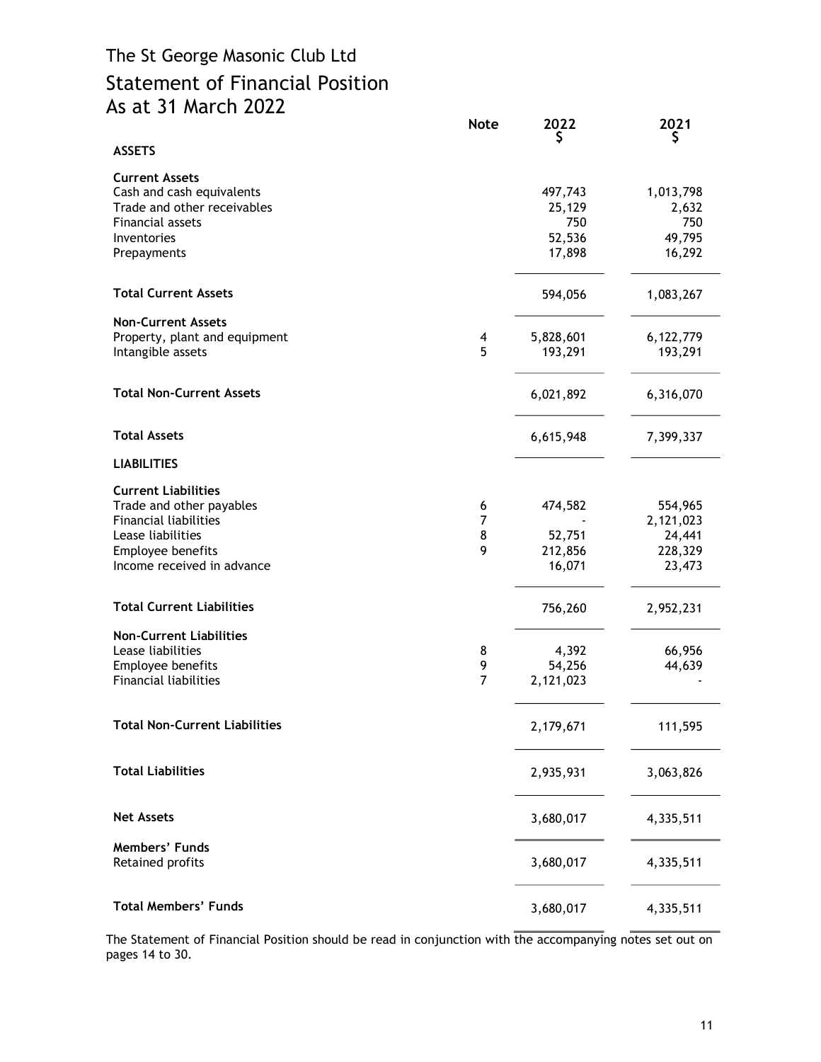# The St George Masonic Club Ltd

## Statement of Financial Position
## As at 31 March 2022

| | Note | 2022 $ | 2021 $ |
|---|---|---|---|
| **ASSETS** | | | |
| **Current Assets** | | | |
| Cash and cash equivalents | | 497,743 | 1,013,798 |
| Trade and other receivables | | 25,129 | 2,632 |
| Financial assets | | 750 | 750 |
| Inventories | | 52,536 | 49,795 |
| Prepayments | | 17,898 | 16,292 |
| **Total Current Assets** | | 594,056 | 1,083,267 |
| **Non-Current Assets** | | | |
| Property, plant and equipment | 4 | 5,828,601 | 6,122,779 |
| Intangible assets | 5 | 193,291 | 193,291 |
| **Total Non-Current Assets** | | 6,021,892 | 6,316,070 |
| **Total Assets** | | 6,615,948 | 7,399,337 |
| **LIABILITIES** | | | |
| **Current Liabilities** | | | |
| Trade and other payables | 6 | 474,582 | 554,965 |
| Financial liabilities | 7 | - | 2,121,023 |
| Lease liabilities | 8 | 52,751 | 24,441 |
| Employee benefits | 9 | 212,856 | 228,329 |
| Income received in advance | | 16,071 | 23,473 |
| **Total Current Liabilities** | | 756,260 | 2,952,231 |
| **Non-Current Liabilities** | | | |
| Lease liabilities | 8 | 4,392 | 66,956 |
| Employee benefits | 9 | 54,256 | 44,639 |
| Financial liabilities | 7 | 2,121,023 | - |
| **Total Non-Current Liabilities** | | 2,179,671 | 111,595 |
| **Total Liabilities** | | 2,935,931 | 3,063,826 |
| **Net Assets** | | 3,680,017 | 4,335,511 |
| **Members' Funds** | | | |
| Retained profits | | 3,680,017 | 4,335,511 |
| **Total Members' Funds** | | 3,680,017 | 4,335,511 |

The Statement of Financial Position should be read in conjunction with the accompanying notes set out on pages 14 to 30.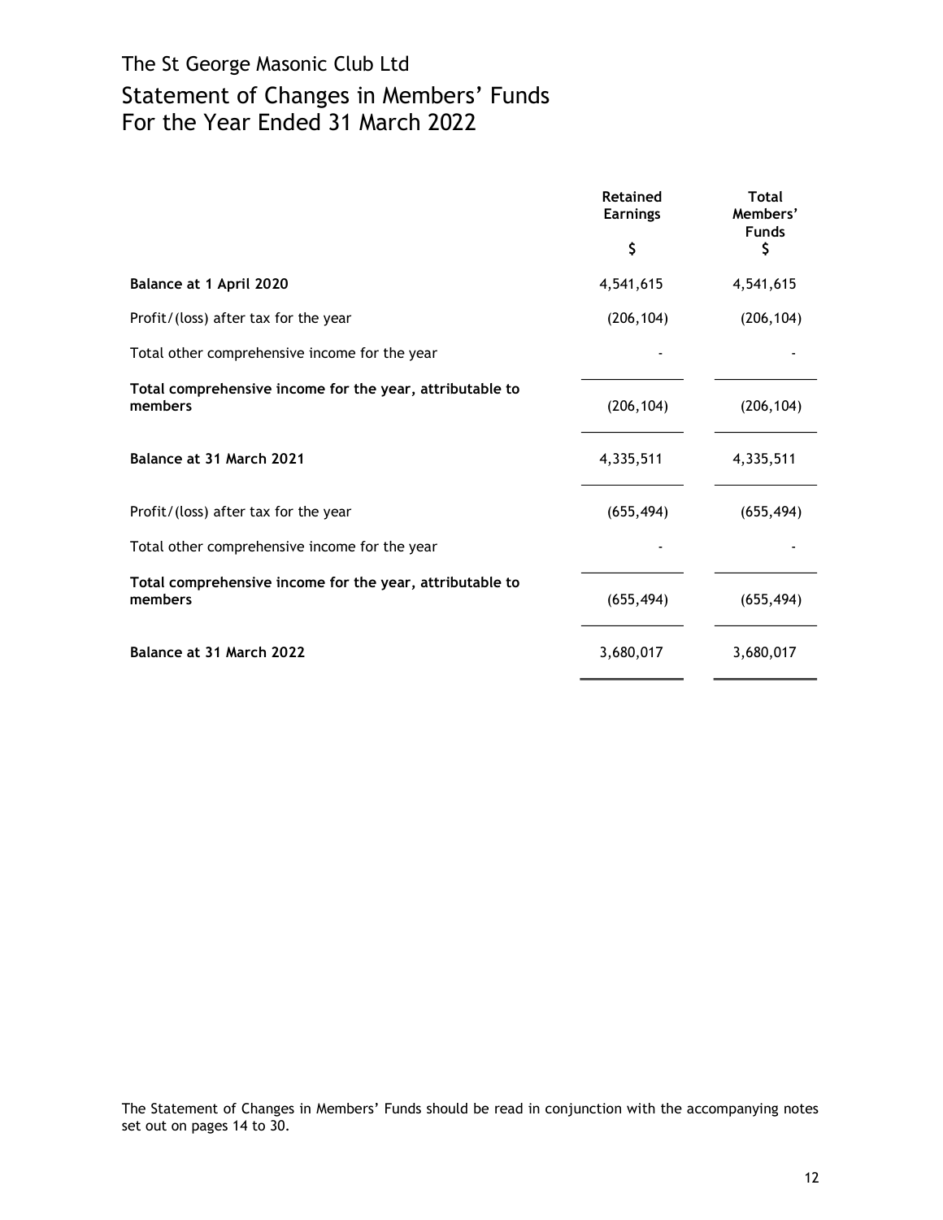# The St George Masonic Club Ltd

## Statement of Changes in Members' Funds For the Year Ended 31 March 2022

| | Retained Earnings $ | Total Members' Funds $ |
|---|---|---|
| **Balance at 1 April 2020** | 4,541,615 | 4,541,615 |
| Profit/(loss) after tax for the year | (206,104) | (206,104) |
| Total other comprehensive income for the year | - | - |
| **Total comprehensive income for the year, attributable to members** | (206,104) | (206,104) |
| **Balance at 31 March 2021** | 4,335,511 | 4,335,511 |
| Profit/(loss) after tax for the year | (655,494) | (655,494) |
| Total other comprehensive income for the year | - | - |
| **Total comprehensive income for the year, attributable to members** | (655,494) | (655,494) |
| **Balance at 31 March 2022** | 3,680,017 | 3,680,017 |

The Statement of Changes in Members' Funds should be read in conjunction with the accompanying notes set out on pages 14 to 30.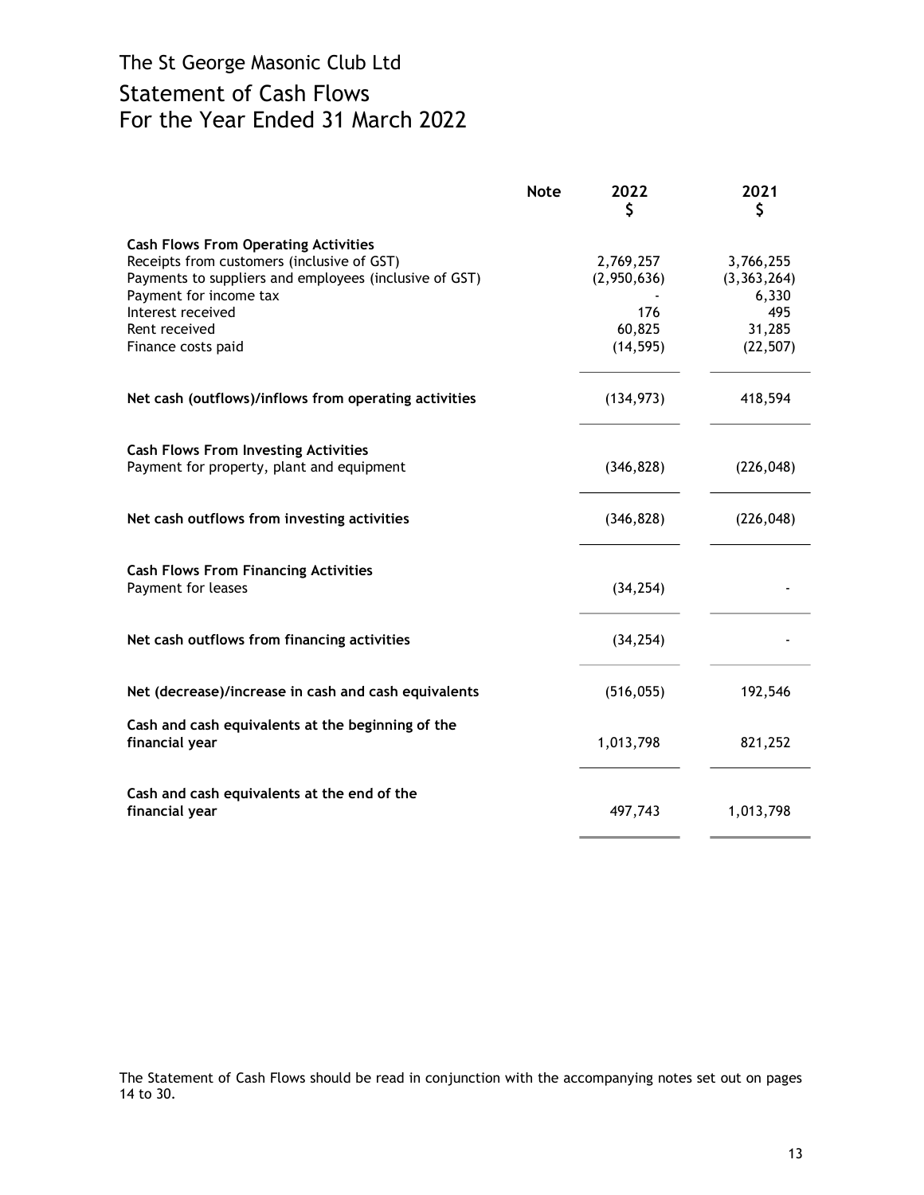# The St George Masonic Club Ltd

## Statement of Cash Flows
## For the Year Ended 31 March 2022

| | Note | 2022<br>$ | 2021<br>$ |
|---|---|---|---|
| **Cash Flows From Operating Activities** | | | |
| Receipts from customers (inclusive of GST) | | 2,769,257 | 3,766,255 |
| Payments to suppliers and employees (inclusive of GST) | | (2,950,636) | (3,363,264) |
| Payment for income tax | | - | 6,330 |
| Interest received | | 176 | 495 |
| Rent received | | 60,825 | 31,285 |
| Finance costs paid | | (14,595) | (22,507) |
| **Net cash (outflows)/inflows from operating activities** | | (134,973) | 418,594 |
| **Cash Flows From Investing Activities** | | | |
| Payment for property, plant and equipment | | (346,828) | (226,048) |
| **Net cash outflows from investing activities** | | (346,828) | (226,048) |
| **Cash Flows From Financing Activities** | | | |
| Payment for leases | | (34,254) | - |
| **Net cash outflows from financing activities** | | (34,254) | - |
| **Net (decrease)/increase in cash and cash equivalents** | | (516,055) | 192,546 |
| **Cash and cash equivalents at the beginning of the financial year** | | 1,013,798 | 821,252 |
| **Cash and cash equivalents at the end of the financial year** | | 497,743 | 1,013,798 |

The Statement of Cash Flows should be read in conjunction with the accompanying notes set out on pages 14 to 30.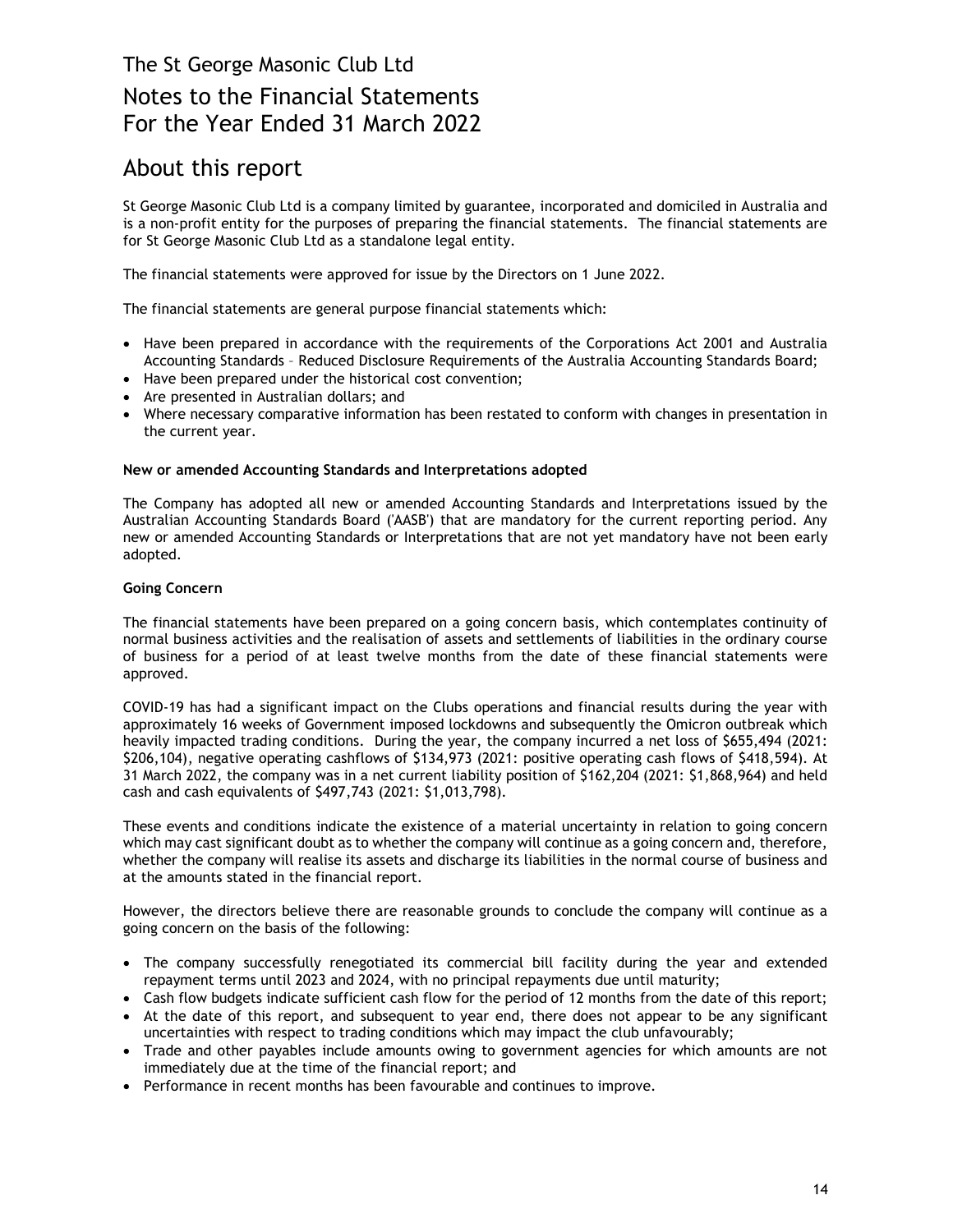# The St George Masonic Club Ltd

# Notes to the Financial Statements
# For the Year Ended 31 March 2022

## About this report

St George Masonic Club Ltd is a company limited by guarantee, incorporated and domiciled in Australia and is a non-profit entity for the purposes of preparing the financial statements. The financial statements are for St George Masonic Club Ltd as a standalone legal entity.

The financial statements were approved for issue by the Directors on 1 June 2022.

The financial statements are general purpose financial statements which:

- Have been prepared in accordance with the requirements of the Corporations Act 2001 and Australia Accounting Standards – Reduced Disclosure Requirements of the Australia Accounting Standards Board;
- Have been prepared under the historical cost convention;
- Are presented in Australian dollars; and
- Where necessary comparative information has been restated to conform with changes in presentation in the current year.

**New or amended Accounting Standards and Interpretations adopted**

The Company has adopted all new or amended Accounting Standards and Interpretations issued by the Australian Accounting Standards Board ('AASB') that are mandatory for the current reporting period. Any new or amended Accounting Standards or Interpretations that are not yet mandatory have not been early adopted.

**Going Concern**

The financial statements have been prepared on a going concern basis, which contemplates continuity of normal business activities and the realisation of assets and settlements of liabilities in the ordinary course of business for a period of at least twelve months from the date of these financial statements were approved.

COVID-19 has had a significant impact on the Clubs operations and financial results during the year with approximately 16 weeks of Government imposed lockdowns and subsequently the Omicron outbreak which heavily impacted trading conditions. During the year, the company incurred a net loss of $655,494 (2021: $206,104), negative operating cashflows of $134,973 (2021: positive operating cash flows of $418,594). At 31 March 2022, the company was in a net current liability position of $162,204 (2021: $1,868,964) and held cash and cash equivalents of $497,743 (2021: $1,013,798).

These events and conditions indicate the existence of a material uncertainty in relation to going concern which may cast significant doubt as to whether the company will continue as a going concern and, therefore, whether the company will realise its assets and discharge its liabilities in the normal course of business and at the amounts stated in the financial report.

However, the directors believe there are reasonable grounds to conclude the company will continue as a going concern on the basis of the following:

- The company successfully renegotiated its commercial bill facility during the year and extended repayment terms until 2023 and 2024, with no principal repayments due until maturity;
- Cash flow budgets indicate sufficient cash flow for the period of 12 months from the date of this report;
- At the date of this report, and subsequent to year end, there does not appear to be any significant uncertainties with respect to trading conditions which may impact the club unfavourably;
- Trade and other payables include amounts owing to government agencies for which amounts are not immediately due at the time of the financial report; and
- Performance in recent months has been favourable and continues to improve.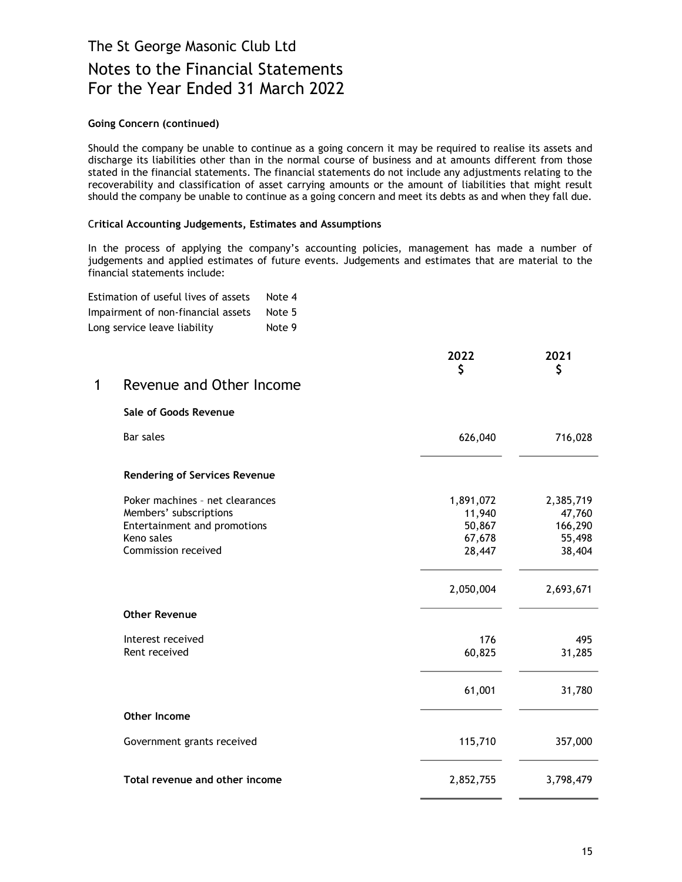### Going Concern (continued)

Should the company be unable to continue as a going concern it may be required to realise its assets and discharge its liabilities other than in the normal course of business and at amounts different from those stated in the financial statements. The financial statements do not include any adjustments relating to the recoverability and classification of asset carrying amounts or the amount of liabilities that might result should the company be unable to continue as a going concern and meet its debts as and when they fall due.

### Critical Accounting Judgements, Estimates and Assumptions

In the process of applying the company's accounting policies, management has made a number of judgements and applied estimates of future events. Judgements and estimates that are material to the financial statements include:

| | |
|---|---|
| Estimation of useful lives of assets | Note 4 |
| Impairment of non-financial assets | Note 5 |
| Long service leave liability | Note 9 |

## 1 Revenue and Other Income

| | 2022 $ | 2021 $ |
|---|---|---|
| **Sale of Goods Revenue** | | |
| Bar sales | 626,040 | 716,028 |
| **Rendering of Services Revenue** | | |
| Poker machines – net clearances | 1,891,072 | 2,385,719 |
| Members' subscriptions | 11,940 | 47,760 |
| Entertainment and promotions | 50,867 | 166,290 |
| Keno sales | 67,678 | 55,498 |
| Commission received | 28,447 | 38,404 |
| | 2,050,004 | 2,693,671 |
| **Other Revenue** | | |
| Interest received | 176 | 495 |
| Rent received | 60,825 | 31,285 |
| | 61,001 | 31,780 |
| **Other Income** | | |
| Government grants received | 115,710 | 357,000 |
| **Total revenue and other income** | 2,852,755 | 3,798,479 |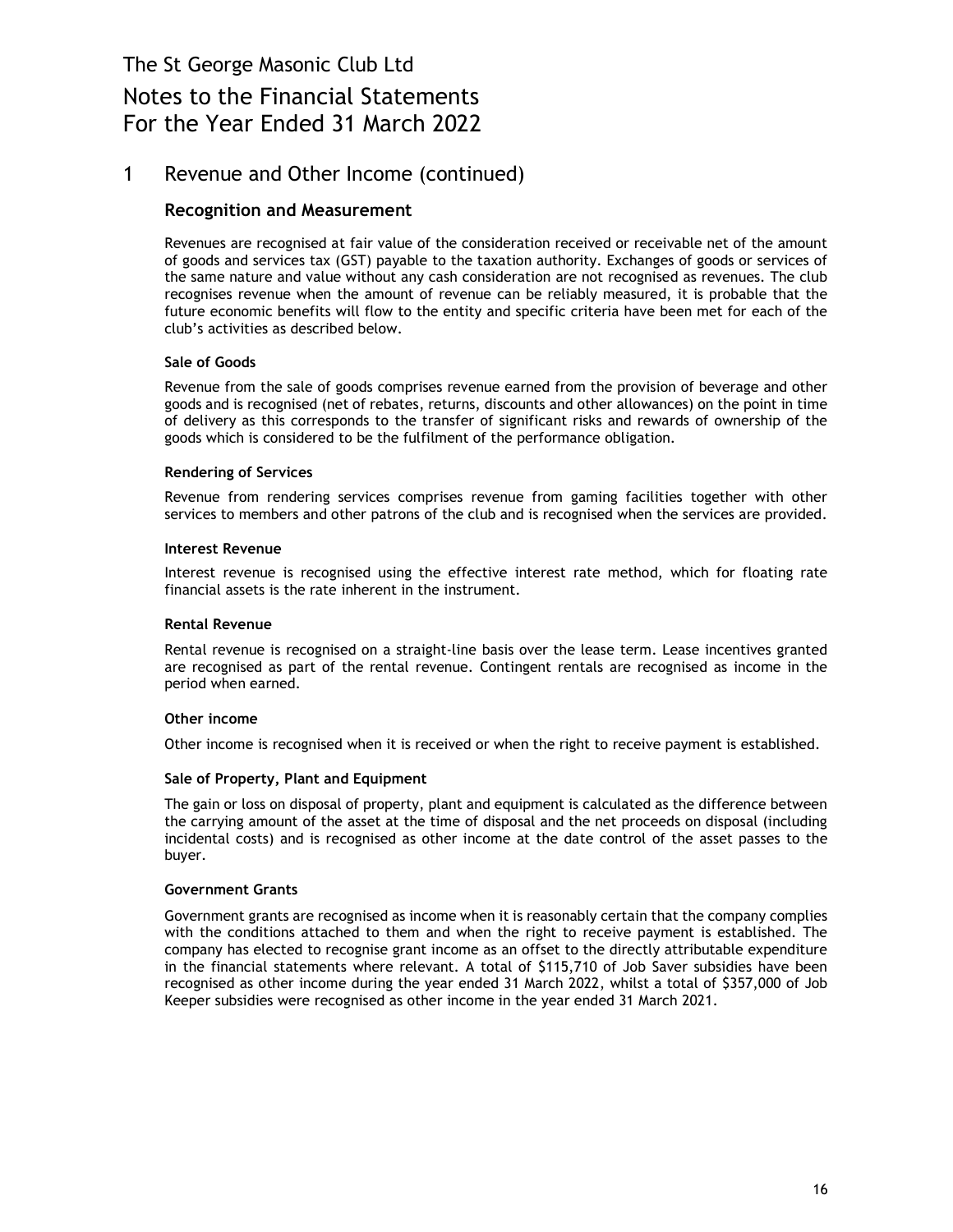# The St George Masonic Club Ltd

# Notes to the Financial Statements
# For the Year Ended 31 March 2022

## 1 Revenue and Other Income (continued)

### Recognition and Measurement

Revenues are recognised at fair value of the consideration received or receivable net of the amount of goods and services tax (GST) payable to the taxation authority. Exchanges of goods or services of the same nature and value without any cash consideration are not recognised as revenues. The club recognises revenue when the amount of revenue can be reliably measured, it is probable that the future economic benefits will flow to the entity and specific criteria have been met for each of the club's activities as described below.

**Sale of Goods**

Revenue from the sale of goods comprises revenue earned from the provision of beverage and other goods and is recognised (net of rebates, returns, discounts and other allowances) on the point in time of delivery as this corresponds to the transfer of significant risks and rewards of ownership of the goods which is considered to be the fulfilment of the performance obligation.

**Rendering of Services**

Revenue from rendering services comprises revenue from gaming facilities together with other services to members and other patrons of the club and is recognised when the services are provided.

**Interest Revenue**

Interest revenue is recognised using the effective interest rate method, which for floating rate financial assets is the rate inherent in the instrument.

**Rental Revenue**

Rental revenue is recognised on a straight-line basis over the lease term. Lease incentives granted are recognised as part of the rental revenue. Contingent rentals are recognised as income in the period when earned.

**Other income**

Other income is recognised when it is received or when the right to receive payment is established.

**Sale of Property, Plant and Equipment**

The gain or loss on disposal of property, plant and equipment is calculated as the difference between the carrying amount of the asset at the time of disposal and the net proceeds on disposal (including incidental costs) and is recognised as other income at the date control of the asset passes to the buyer.

**Government Grants**

Government grants are recognised as income when it is reasonably certain that the company complies with the conditions attached to them and when the right to receive payment is established. The company has elected to recognise grant income as an offset to the directly attributable expenditure in the financial statements where relevant. A total of $115,710 of Job Saver subsidies have been recognised as other income during the year ended 31 March 2022, whilst a total of $357,000 of Job Keeper subsidies were recognised as other income in the year ended 31 March 2021.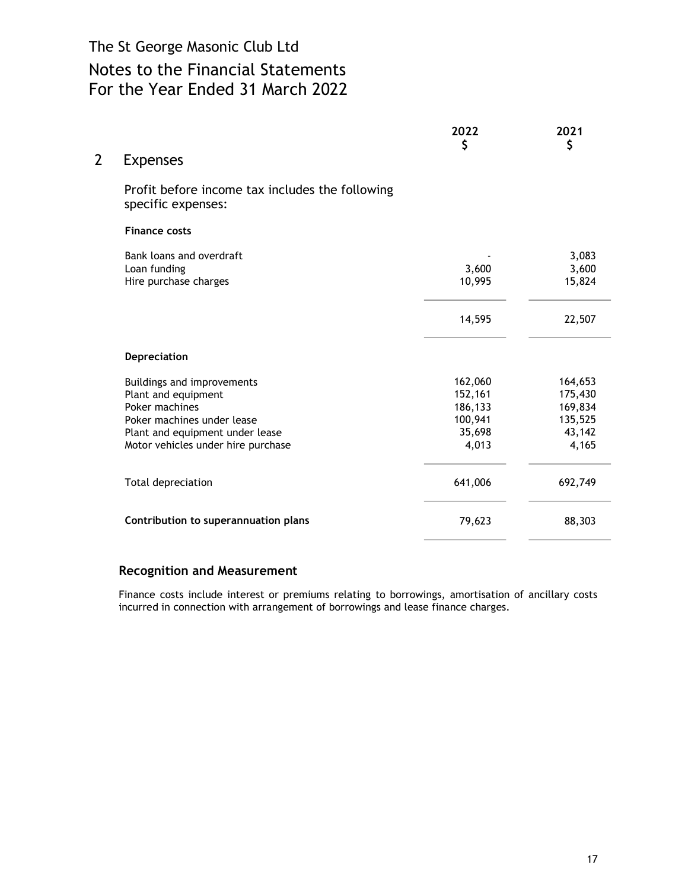The St George Masonic Club Ltd

# Notes to the Financial Statements
# For the Year Ended 31 March 2022

## 2 Expenses

Profit before income tax includes the following specific expenses:

| | 2022 $ | 2021 $ |
|---|---|---|
| **Finance costs** | | |
| Bank loans and overdraft | - | 3,083 |
| Loan funding | 3,600 | 3,600 |
| Hire purchase charges | 10,995 | 15,824 |
| | 14,595 | 22,507 |
| **Depreciation** | | |
| Buildings and improvements | 162,060 | 164,653 |
| Plant and equipment | 152,161 | 175,430 |
| Poker machines | 186,133 | 169,834 |
| Poker machines under lease | 100,941 | 135,525 |
| Plant and equipment under lease | 35,698 | 43,142 |
| Motor vehicles under hire purchase | 4,013 | 4,165 |
| Total depreciation | 641,006 | 692,749 |
| **Contribution to superannuation plans** | 79,623 | 88,303 |

### Recognition and Measurement

Finance costs include interest or premiums relating to borrowings, amortisation of ancillary costs incurred in connection with arrangement of borrowings and lease finance charges.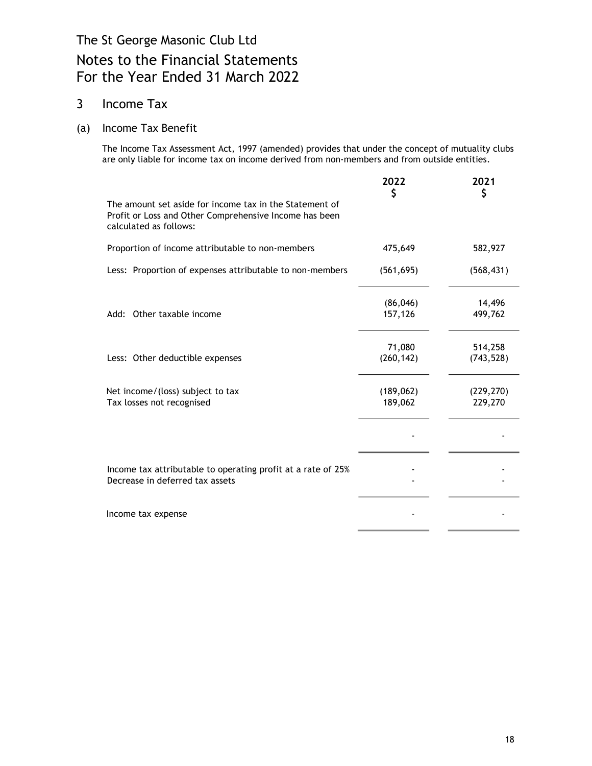The St George Masonic Club Ltd

# Notes to the Financial Statements
# For the Year Ended 31 March 2022

## 3 Income Tax

### (a) Income Tax Benefit

The Income Tax Assessment Act, 1997 (amended) provides that under the concept of mutuality clubs are only liable for income tax on income derived from non-members and from outside entities.

| | 2022<br>$ | 2021<br>$ |
|---|---|---|
| The amount set aside for income tax in the Statement of Profit or Loss and Other Comprehensive Income has been calculated as follows: | | |
| Proportion of income attributable to non-members | 475,649 | 582,927 |
| Less: Proportion of expenses attributable to non-members | (561,695) | (568,431) |
| | (86,046) | 14,496 |
| Add: Other taxable income | 157,126 | 499,762 |
| | 71,080 | 514,258 |
| Less: Other deductible expenses | (260,142) | (743,528) |
| Net income/(loss) subject to tax | (189,062) | (229,270) |
| Tax losses not recognised | 189,062 | 229,270 |
| | - | - |
| Income tax attributable to operating profit at a rate of 25% | - | - |
| Decrease in deferred tax assets | - | - |
| Income tax expense | - | - |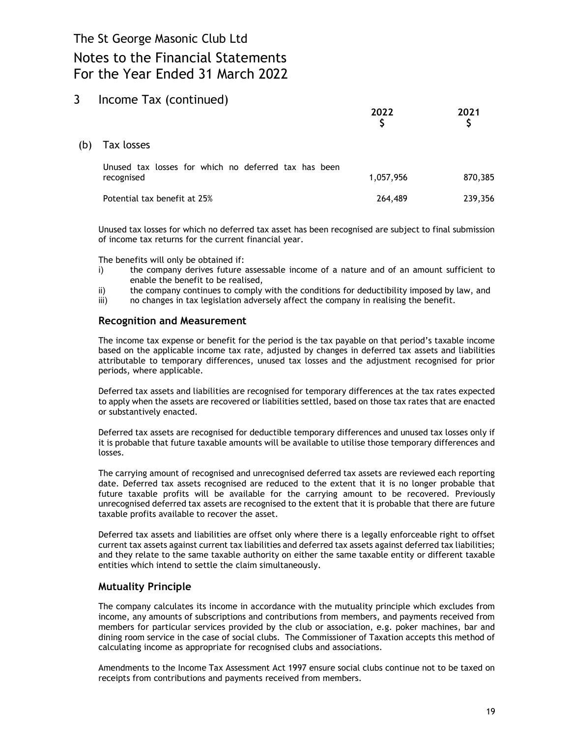# The St George Masonic Club Ltd

## Notes to the Financial Statements
## For the Year Ended 31 March 2022

## 3 Income Tax (continued)

### (b) Tax losses

| | 2022 $ | 2021 $ |
|---|---|---|
| Unused tax losses for which no deferred tax has been recognised | 1,057,956 | 870,385 |
| Potential tax benefit at 25% | 264,489 | 239,356 |

Unused tax losses for which no deferred tax asset has been recognised are subject to final submission of income tax returns for the current financial year.

The benefits will only be obtained if:

i) the company derives future assessable income of a nature and of an amount sufficient to enable the benefit to be realised,
ii) the company continues to comply with the conditions for deductibility imposed by law, and
iii) no changes in tax legislation adversely affect the company in realising the benefit.

### Recognition and Measurement

The income tax expense or benefit for the period is the tax payable on that period's taxable income based on the applicable income tax rate, adjusted by changes in deferred tax assets and liabilities attributable to temporary differences, unused tax losses and the adjustment recognised for prior periods, where applicable.

Deferred tax assets and liabilities are recognised for temporary differences at the tax rates expected to apply when the assets are recovered or liabilities settled, based on those tax rates that are enacted or substantively enacted.

Deferred tax assets are recognised for deductible temporary differences and unused tax losses only if it is probable that future taxable amounts will be available to utilise those temporary differences and losses.

The carrying amount of recognised and unrecognised deferred tax assets are reviewed each reporting date. Deferred tax assets recognised are reduced to the extent that it is no longer probable that future taxable profits will be available for the carrying amount to be recovered. Previously unrecognised deferred tax assets are recognised to the extent that it is probable that there are future taxable profits available to recover the asset.

Deferred tax assets and liabilities are offset only where there is a legally enforceable right to offset current tax assets against current tax liabilities and deferred tax assets against deferred tax liabilities; and they relate to the same taxable authority on either the same taxable entity or different taxable entities which intend to settle the claim simultaneously.

### Mutuality Principle

The company calculates its income in accordance with the mutuality principle which excludes from income, any amounts of subscriptions and contributions from members, and payments received from members for particular services provided by the club or association, e.g. poker machines, bar and dining room service in the case of social clubs. The Commissioner of Taxation accepts this method of calculating income as appropriate for recognised clubs and associations.

Amendments to the Income Tax Assessment Act 1997 ensure social clubs continue not to be taxed on receipts from contributions and payments received from members.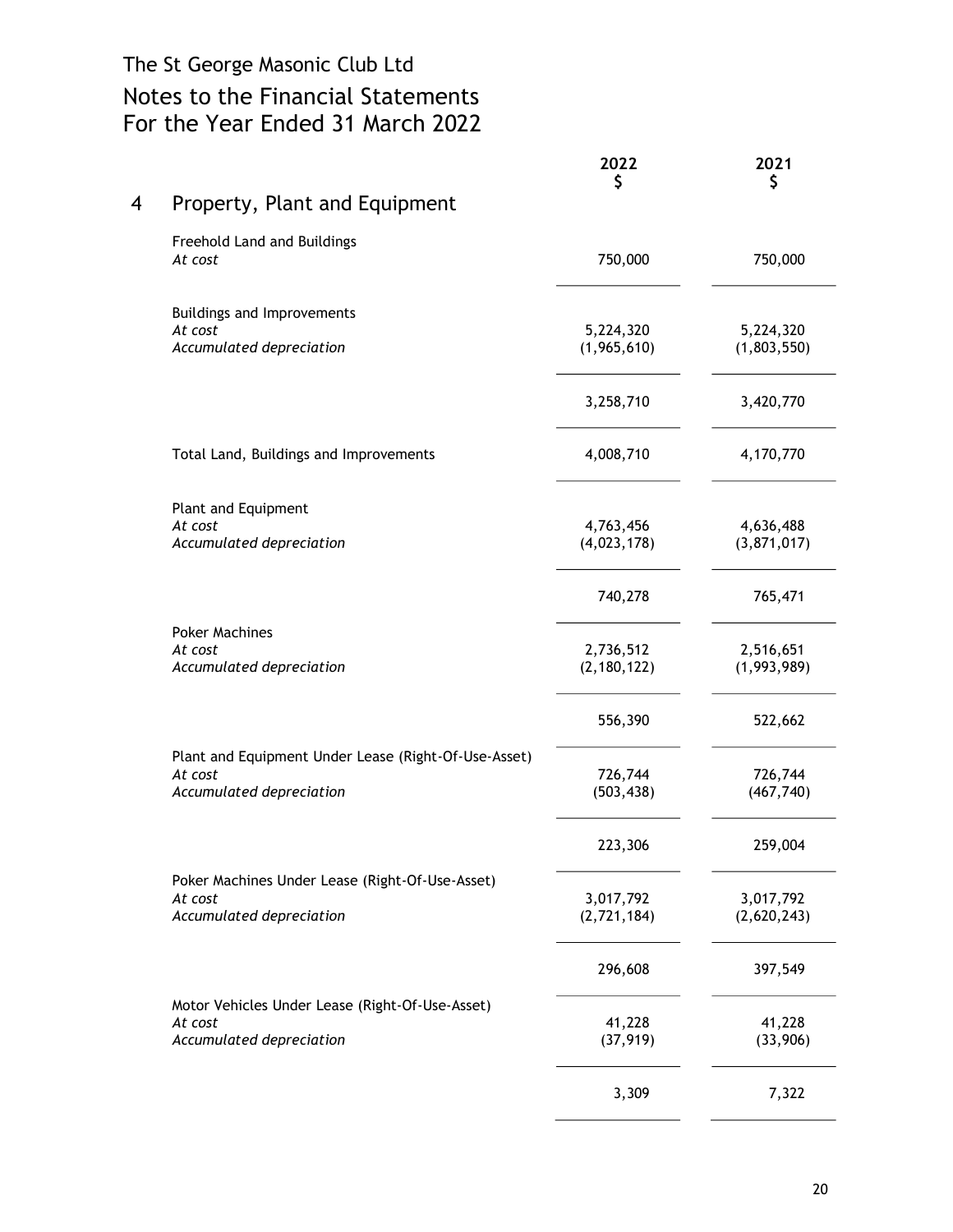The St George Masonic Club Ltd

# Notes to the Financial Statements
# For the Year Ended 31 March 2022

## 4 Property, Plant and Equipment

| | 2022 $ | 2021 $ |
|---|---|---|
| **Freehold Land and Buildings** | | |
| *At cost* | 750,000 | 750,000 |
| **Buildings and Improvements** | | |
| *At cost* | 5,224,320 | 5,224,320 |
| *Accumulated depreciation* | (1,965,610) | (1,803,550) |
| | 3,258,710 | 3,420,770 |
| Total Land, Buildings and Improvements | 4,008,710 | 4,170,770 |
| **Plant and Equipment** | | |
| *At cost* | 4,763,456 | 4,636,488 |
| *Accumulated depreciation* | (4,023,178) | (3,871,017) |
| | 740,278 | 765,471 |
| **Poker Machines** | | |
| *At cost* | 2,736,512 | 2,516,651 |
| *Accumulated depreciation* | (2,180,122) | (1,993,989) |
| | 556,390 | 522,662 |
| **Plant and Equipment Under Lease (Right-Of-Use-Asset)** | | |
| *At cost* | 726,744 | 726,744 |
| *Accumulated depreciation* | (503,438) | (467,740) |
| | 223,306 | 259,004 |
| **Poker Machines Under Lease (Right-Of-Use-Asset)** | | |
| *At cost* | 3,017,792 | 3,017,792 |
| *Accumulated depreciation* | (2,721,184) | (2,620,243) |
| | 296,608 | 397,549 |
| **Motor Vehicles Under Lease (Right-Of-Use-Asset)** | | |
| *At cost* | 41,228 | 41,228 |
| *Accumulated depreciation* | (37,919) | (33,906) |
| | 3,309 | 7,322 |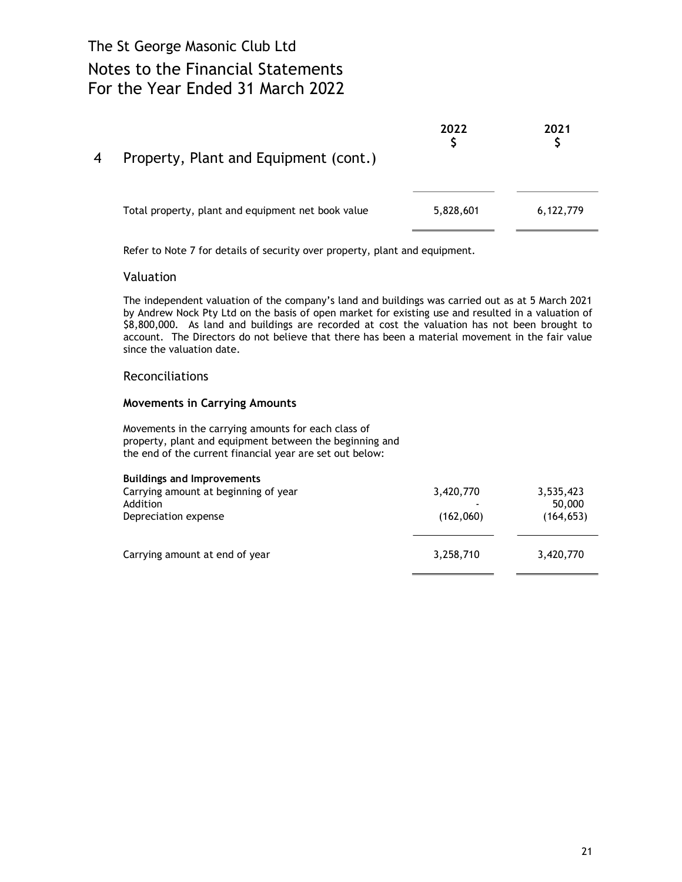The St George Masonic Club Ltd

# Notes to the Financial Statements
For the Year Ended 31 March 2022

## 4 Property, Plant and Equipment (cont.)

| | 2022 $ | 2021 $ |
|---|---|---|
| Total property, plant and equipment net book value | 5,828,601 | 6,122,779 |

Refer to Note 7 for details of security over property, plant and equipment.

### Valuation

The independent valuation of the company's land and buildings was carried out as at 5 March 2021 by Andrew Nock Pty Ltd on the basis of open market for existing use and resulted in a valuation of $8,800,000. As land and buildings are recorded at cost the valuation has not been brought to account. The Directors do not believe that there has been a material movement in the fair value since the valuation date.

### Reconciliations

**Movements in Carrying Amounts**

Movements in the carrying amounts for each class of property, plant and equipment between the beginning and the end of the current financial year are set out below:

| | 2022 $ | 2021 $ |
|---|---|---|
| **Buildings and Improvements** | | |
| Carrying amount at beginning of year | 3,420,770 | 3,535,423 |
| Addition | - | 50,000 |
| Depreciation expense | (162,060) | (164,653) |
| Carrying amount at end of year | 3,258,710 | 3,420,770 |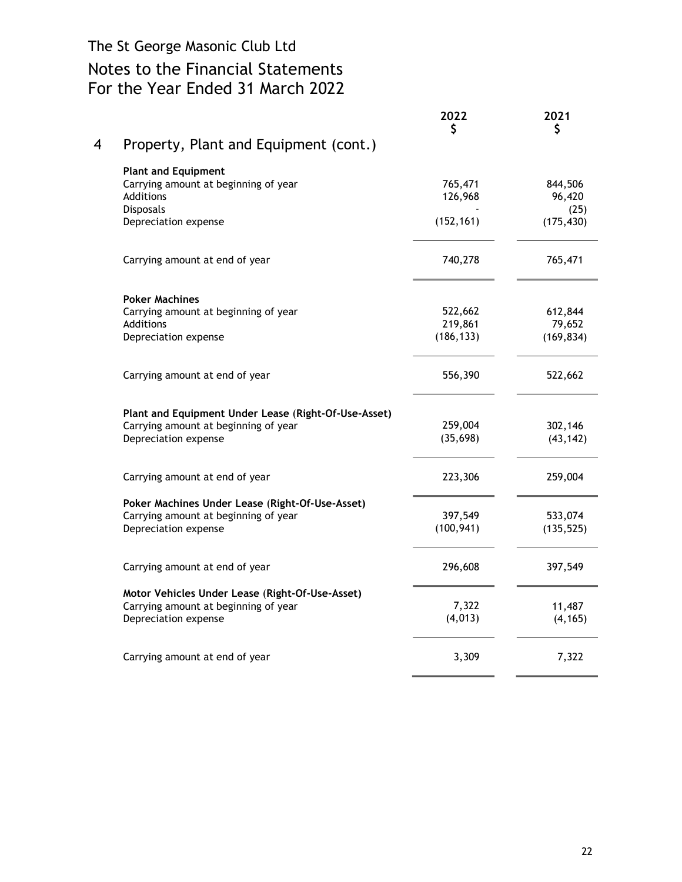The St George Masonic Club Ltd

# Notes to the Financial Statements
# For the Year Ended 31 March 2022

## 4 Property, Plant and Equipment (cont.)

| | 2022<br>$ | 2021<br>$ |
|---|---|---|
| **Plant and Equipment** | | |
| Carrying amount at beginning of year | 765,471 | 844,506 |
| Additions | 126,968 | 96,420 |
| Disposals | - | (25) |
| Depreciation expense | (152,161) | (175,430) |
| Carrying amount at end of year | 740,278 | 765,471 |
| **Poker Machines** | | |
| Carrying amount at beginning of year | 522,662 | 612,844 |
| Additions | 219,861 | 79,652 |
| Depreciation expense | (186,133) | (169,834) |
| Carrying amount at end of year | 556,390 | 522,662 |
| **Plant and Equipment Under Lease (Right-Of-Use-Asset)** | | |
| Carrying amount at beginning of year | 259,004 | 302,146 |
| Depreciation expense | (35,698) | (43,142) |
| Carrying amount at end of year | 223,306 | 259,004 |
| **Poker Machines Under Lease (Right-Of-Use-Asset)** | | |
| Carrying amount at beginning of year | 397,549 | 533,074 |
| Depreciation expense | (100,941) | (135,525) |
| Carrying amount at end of year | 296,608 | 397,549 |
| **Motor Vehicles Under Lease (Right-Of-Use-Asset)** | | |
| Carrying amount at beginning of year | 7,322 | 11,487 |
| Depreciation expense | (4,013) | (4,165) |
| Carrying amount at end of year | 3,309 | 7,322 |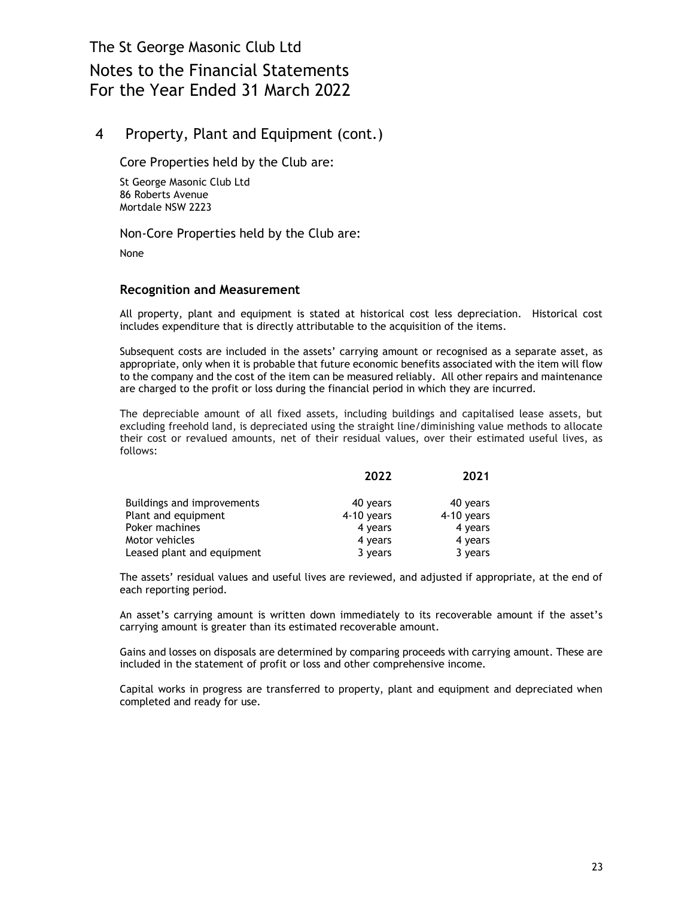## 4 Property, Plant and Equipment (cont.)

Core Properties held by the Club are:

St George Masonic Club Ltd
86 Roberts Avenue
Mortdale NSW 2223

Non-Core Properties held by the Club are:

None

### Recognition and Measurement

All property, plant and equipment is stated at historical cost less depreciation. Historical cost includes expenditure that is directly attributable to the acquisition of the items.

Subsequent costs are included in the assets' carrying amount or recognised as a separate asset, as appropriate, only when it is probable that future economic benefits associated with the item will flow to the company and the cost of the item can be measured reliably. All other repairs and maintenance are charged to the profit or loss during the financial period in which they are incurred.

The depreciable amount of all fixed assets, including buildings and capitalised lease assets, but excluding freehold land, is depreciated using the straight line/diminishing value methods to allocate their cost or revalued amounts, net of their residual values, over their estimated useful lives, as follows:

| | 2022 | 2021 |
|---|---|---|
| Buildings and improvements | 40 years | 40 years |
| Plant and equipment | 4-10 years | 4-10 years |
| Poker machines | 4 years | 4 years |
| Motor vehicles | 4 years | 4 years |
| Leased plant and equipment | 3 years | 3 years |

The assets' residual values and useful lives are reviewed, and adjusted if appropriate, at the end of each reporting period.

An asset's carrying amount is written down immediately to its recoverable amount if the asset's carrying amount is greater than its estimated recoverable amount.

Gains and losses on disposals are determined by comparing proceeds with carrying amount. These are included in the statement of profit or loss and other comprehensive income.

Capital works in progress are transferred to property, plant and equipment and depreciated when completed and ready for use.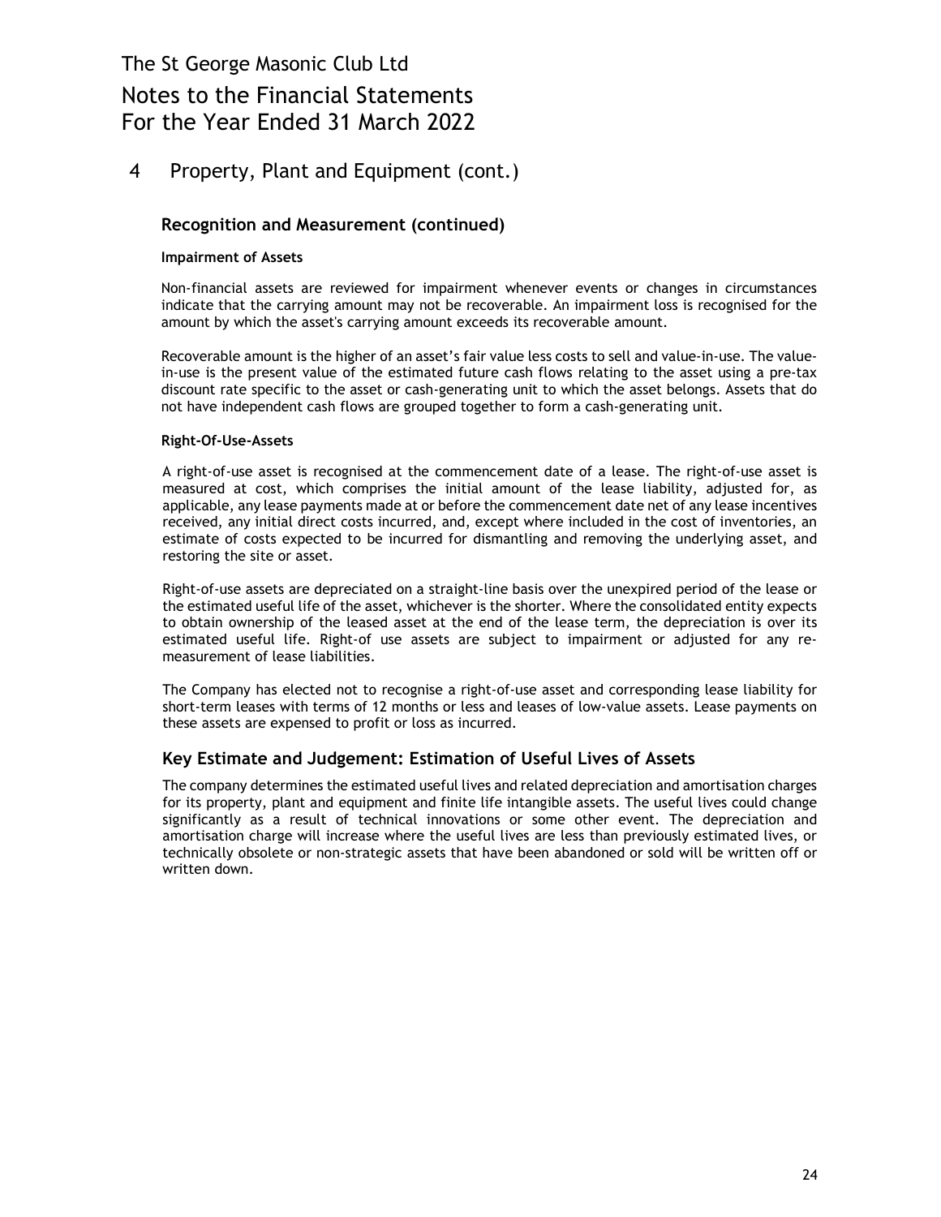# 4 Property, Plant and Equipment (cont.)

## Recognition and Measurement (continued)

**Impairment of Assets**

Non-financial assets are reviewed for impairment whenever events or changes in circumstances indicate that the carrying amount may not be recoverable. An impairment loss is recognised for the amount by which the asset's carrying amount exceeds its recoverable amount.

Recoverable amount is the higher of an asset's fair value less costs to sell and value-in-use. The value-in-use is the present value of the estimated future cash flows relating to the asset using a pre-tax discount rate specific to the asset or cash-generating unit to which the asset belongs. Assets that do not have independent cash flows are grouped together to form a cash-generating unit.

**Right-Of-Use-Assets**

A right-of-use asset is recognised at the commencement date of a lease. The right-of-use asset is measured at cost, which comprises the initial amount of the lease liability, adjusted for, as applicable, any lease payments made at or before the commencement date net of any lease incentives received, any initial direct costs incurred, and, except where included in the cost of inventories, an estimate of costs expected to be incurred for dismantling and removing the underlying asset, and restoring the site or asset.

Right-of-use assets are depreciated on a straight-line basis over the unexpired period of the lease or the estimated useful life of the asset, whichever is the shorter. Where the consolidated entity expects to obtain ownership of the leased asset at the end of the lease term, the depreciation is over its estimated useful life. Right-of use assets are subject to impairment or adjusted for any re-measurement of lease liabilities.

The Company has elected not to recognise a right-of-use asset and corresponding lease liability for short-term leases with terms of 12 months or less and leases of low-value assets. Lease payments on these assets are expensed to profit or loss as incurred.

## Key Estimate and Judgement: Estimation of Useful Lives of Assets

The company determines the estimated useful lives and related depreciation and amortisation charges for its property, plant and equipment and finite life intangible assets. The useful lives could change significantly as a result of technical innovations or some other event. The depreciation and amortisation charge will increase where the useful lives are less than previously estimated lives, or technically obsolete or non-strategic assets that have been abandoned or sold will be written off or written down.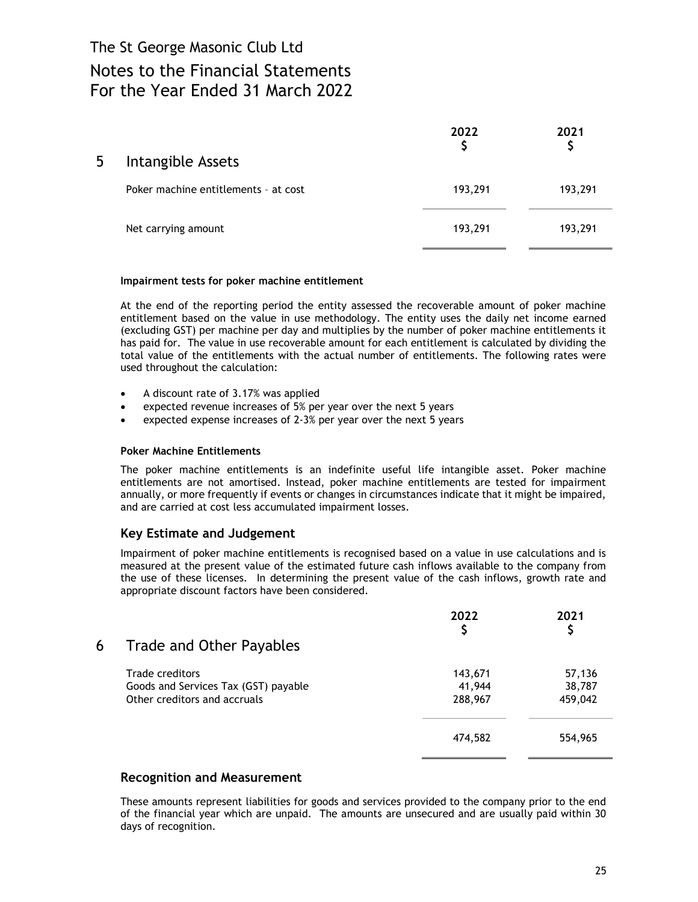# The St George Masonic Club Ltd

## Notes to the Financial Statements
## For the Year Ended 31 March 2022

### 5 Intangible Assets

| | 2022<br>$ | 2021<br>$ |
|---|---|---|
| Poker machine entitlements - at cost | 193,291 | 193,291 |
| Net carrying amount | 193,291 | 193,291 |

**Impairment tests for poker machine entitlement**

At the end of the reporting period the entity assessed the recoverable amount of poker machine entitlement based on the value in use methodology. The entity uses the daily net income earned (excluding GST) per machine per day and multiplies by the number of poker machine entitlements it has paid for. The value in use recoverable amount for each entitlement is calculated by dividing the total value of the entitlements with the actual number of entitlements. The following rates were used throughout the calculation:

- A discount rate of 3.17% was applied
- expected revenue increases of 5% per year over the next 5 years
- expected expense increases of 2-3% per year over the next 5 years

**Poker Machine Entitlements**

The poker machine entitlements is an indefinite useful life intangible asset. Poker machine entitlements are not amortised. Instead, poker machine entitlements are tested for impairment annually, or more frequently if events or changes in circumstances indicate that it might be impaired, and are carried at cost less accumulated impairment losses.

#### Key Estimate and Judgement

Impairment of poker machine entitlements is recognised based on a value in use calculations and is measured at the present value of the estimated future cash inflows available to the company from the use of these licenses. In determining the present value of the cash inflows, growth rate and appropriate discount factors have been considered.

### 6 Trade and Other Payables

| | 2022<br>$ | 2021<br>$ |
|---|---|---|
| Trade creditors | 143,671 | 57,136 |
| Goods and Services Tax (GST) payable | 41,944 | 38,787 |
| Other creditors and accruals | 288,967 | 459,042 |
| | 474,582 | 554,965 |

#### Recognition and Measurement

These amounts represent liabilities for goods and services provided to the company prior to the end of the financial year which are unpaid. The amounts are unsecured and are usually paid within 30 days of recognition.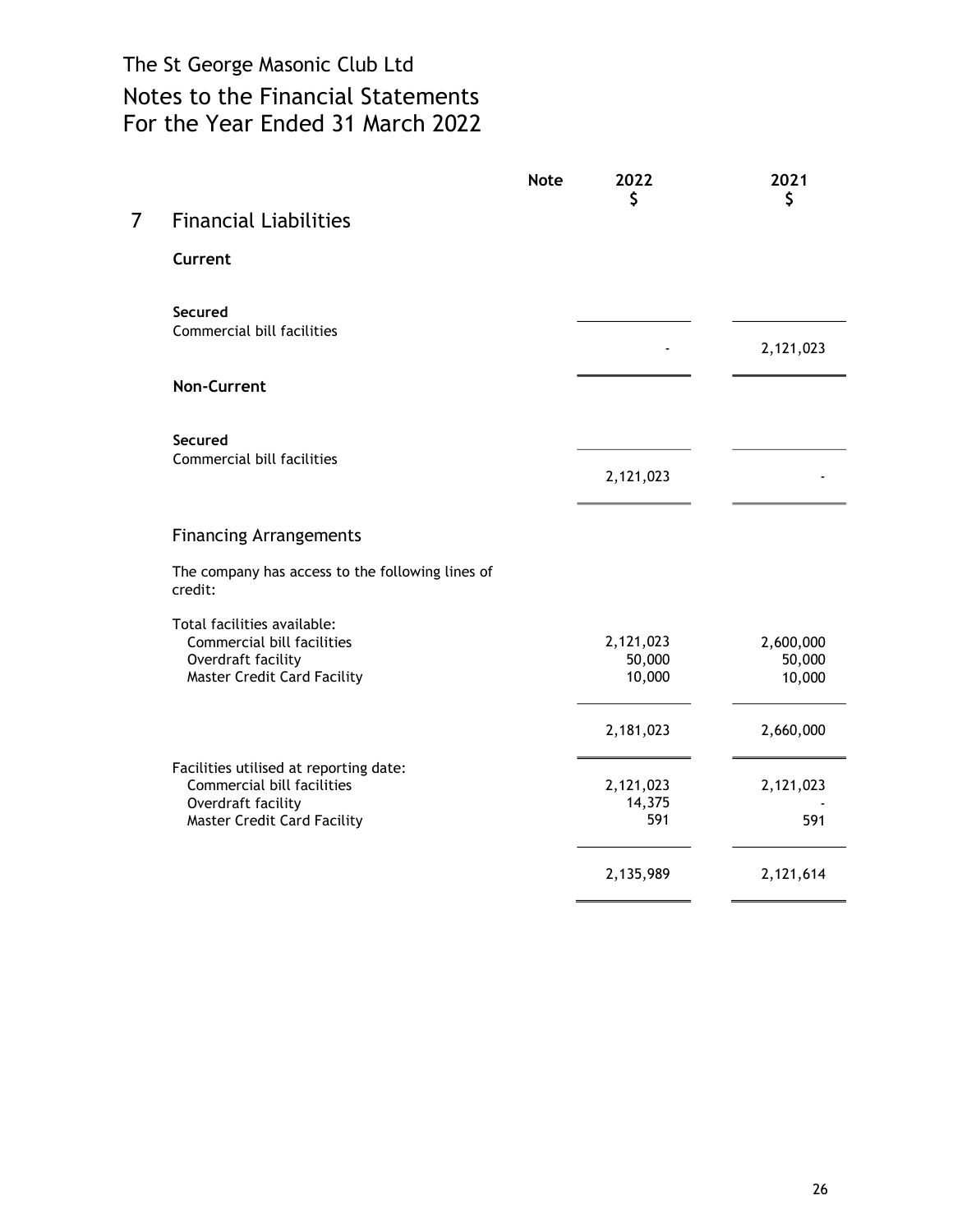The St George Masonic Club Ltd

# Notes to the Financial Statements
## For the Year Ended 31 March 2022

## 7 Financial Liabilities

| | Note | 2022<br>$ | 2021<br>$ |
|---|---|---|---|
| **Current** | | | |
| **Secured** | | | |
| Commercial bill facilities | | - | 2,121,023 |
| **Non-Current** | | | |
| **Secured** | | | |
| Commercial bill facilities | | 2,121,023 | - |

### Financing Arrangements

The company has access to the following lines of credit:

| | 2022<br>$ | 2021<br>$ |
|---|---|---|
| Total facilities available: | | |
| Commercial bill facilities | 2,121,023 | 2,600,000 |
| Overdraft facility | 50,000 | 50,000 |
| Master Credit Card Facility | 10,000 | 10,000 |
| | 2,181,023 | 2,660,000 |
| Facilities utilised at reporting date: | | |
| Commercial bill facilities | 2,121,023 | 2,121,023 |
| Overdraft facility | 14,375 | - |
| Master Credit Card Facility | 591 | 591 |
| | 2,135,989 | 2,121,614 |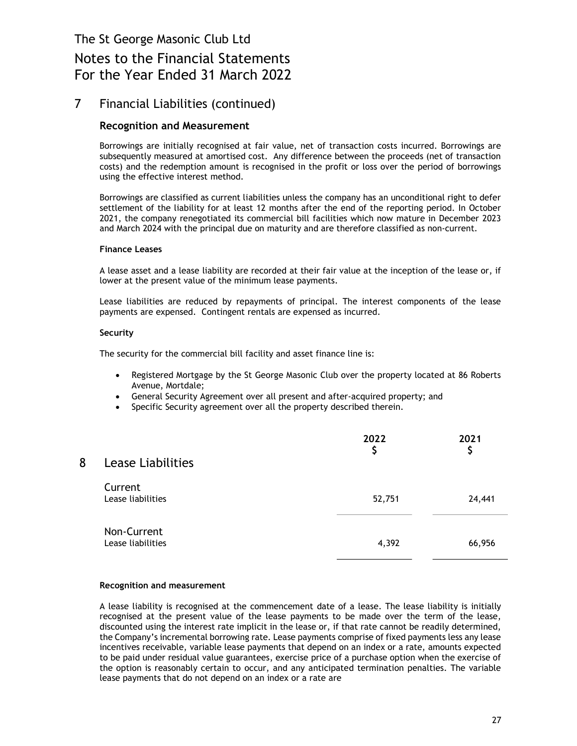## 7 Financial Liabilities (continued)

### Recognition and Measurement

Borrowings are initially recognised at fair value, net of transaction costs incurred. Borrowings are subsequently measured at amortised cost. Any difference between the proceeds (net of transaction costs) and the redemption amount is recognised in the profit or loss over the period of borrowings using the effective interest method.

Borrowings are classified as current liabilities unless the company has an unconditional right to defer settlement of the liability for at least 12 months after the end of the reporting period. In October 2021, the company renegotiated its commercial bill facilities which now mature in December 2023 and March 2024 with the principal due on maturity and are therefore classified as non-current.

**Finance Leases**

A lease asset and a lease liability are recorded at their fair value at the inception of the lease or, if lower at the present value of the minimum lease payments.

Lease liabilities are reduced by repayments of principal. The interest components of the lease payments are expensed. Contingent rentals are expensed as incurred.

**Security**

The security for the commercial bill facility and asset finance line is:

- Registered Mortgage by the St George Masonic Club over the property located at 86 Roberts Avenue, Mortdale;
- General Security Agreement over all present and after-acquired property; and
- Specific Security agreement over all the property described therein.

## 8 Lease Liabilities

| | 2022 $ | 2021 $ |
|---|---|---|
| **Current** | | |
| Lease liabilities | 52,751 | 24,441 |
| **Non-Current** | | |
| Lease liabilities | 4,392 | 66,956 |

**Recognition and measurement**

A lease liability is recognised at the commencement date of a lease. The lease liability is initially recognised at the present value of the lease payments to be made over the term of the lease, discounted using the interest rate implicit in the lease or, if that rate cannot be readily determined, the Company's incremental borrowing rate. Lease payments comprise of fixed payments less any lease incentives receivable, variable lease payments that depend on an index or a rate, amounts expected to be paid under residual value guarantees, exercise price of a purchase option when the exercise of the option is reasonably certain to occur, and any anticipated termination penalties. The variable lease payments that do not depend on an index or a rate are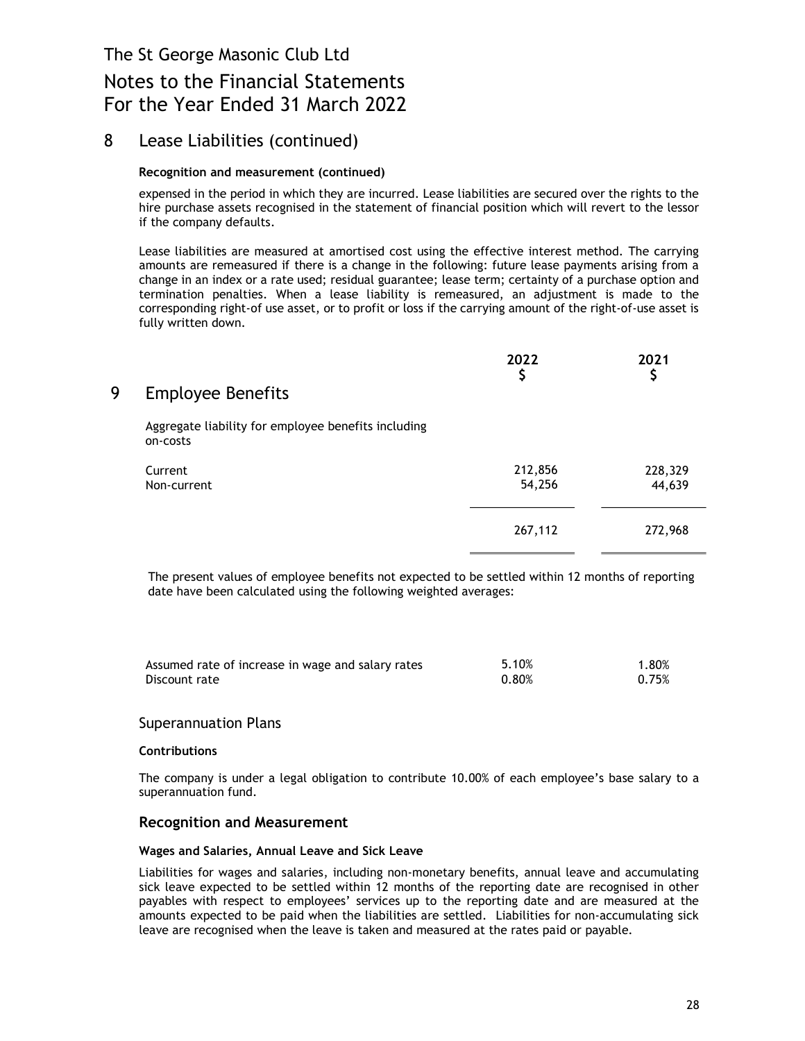# The St George Masonic Club Ltd

# Notes to the Financial Statements For the Year Ended 31 March 2022

## 8 Lease Liabilities (continued)

**Recognition and measurement (continued)**

expensed in the period in which they are incurred. Lease liabilities are secured over the rights to the hire purchase assets recognised in the statement of financial position which will revert to the lessor if the company defaults.

Lease liabilities are measured at amortised cost using the effective interest method. The carrying amounts are remeasured if there is a change in the following: future lease payments arising from a change in an index or a rate used; residual guarantee; lease term; certainty of a purchase option and termination penalties. When a lease liability is remeasured, an adjustment is made to the corresponding right-of use asset, or to profit or loss if the carrying amount of the right-of-use asset is fully written down.

## 9 Employee Benefits

| | 2022 $ | 2021 $ |
|---|---|---|
| Aggregate liability for employee benefits including on-costs | | |
| Current | 212,856 | 228,329 |
| Non-current | 54,256 | 44,639 |
| | 267,112 | 272,968 |

The present values of employee benefits not expected to be settled within 12 months of reporting date have been calculated using the following weighted averages:

| | 2022 | 2021 |
|---|---|---|
| Assumed rate of increase in wage and salary rates | 5.10% | 1.80% |
| Discount rate | 0.80% | 0.75% |

### Superannuation Plans

**Contributions**

The company is under a legal obligation to contribute 10.00% of each employee's base salary to a superannuation fund.

### Recognition and Measurement

**Wages and Salaries, Annual Leave and Sick Leave**

Liabilities for wages and salaries, including non-monetary benefits, annual leave and accumulating sick leave expected to be settled within 12 months of the reporting date are recognised in other payables with respect to employees' services up to the reporting date and are measured at the amounts expected to be paid when the liabilities are settled. Liabilities for non-accumulating sick leave are recognised when the leave is taken and measured at the rates paid or payable.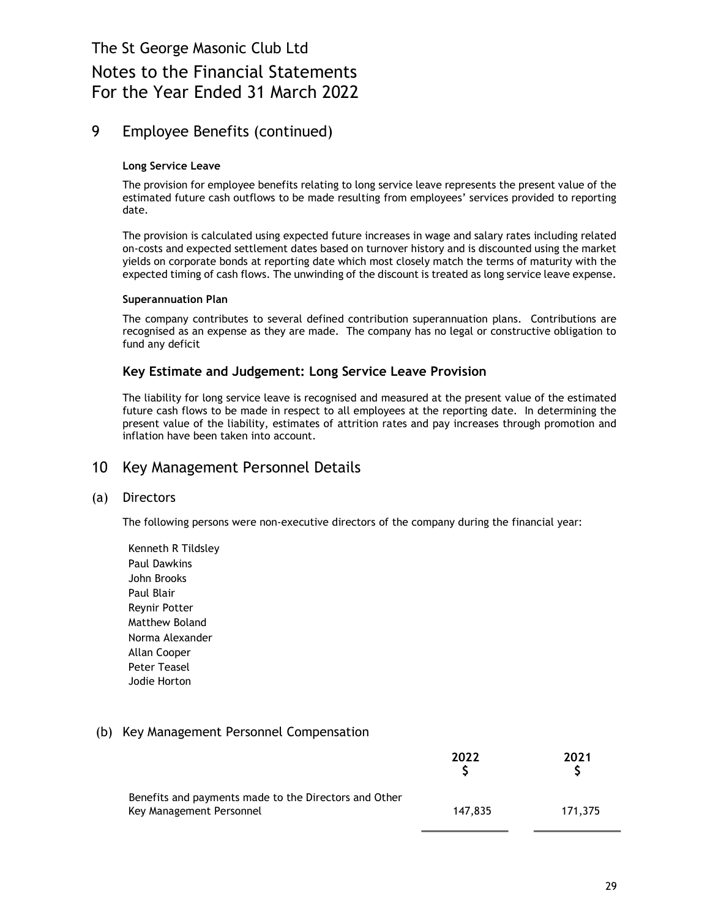# 9 Employee Benefits (continued)

**Long Service Leave**

The provision for employee benefits relating to long service leave represents the present value of the estimated future cash outflows to be made resulting from employees' services provided to reporting date.

The provision is calculated using expected future increases in wage and salary rates including related on-costs and expected settlement dates based on turnover history and is discounted using the market yields on corporate bonds at reporting date which most closely match the terms of maturity with the expected timing of cash flows. The unwinding of the discount is treated as long service leave expense.

**Superannuation Plan**

The company contributes to several defined contribution superannuation plans. Contributions are recognised as an expense as they are made. The company has no legal or constructive obligation to fund any deficit

### Key Estimate and Judgement: Long Service Leave Provision

The liability for long service leave is recognised and measured at the present value of the estimated future cash flows to be made in respect to all employees at the reporting date. In determining the present value of the liability, estimates of attrition rates and pay increases through promotion and inflation have been taken into account.

# 10 Key Management Personnel Details

## (a) Directors

The following persons were non-executive directors of the company during the financial year:

Kenneth R Tildsley
Paul Dawkins
John Brooks
Paul Blair
Reynir Potter
Matthew Boland
Norma Alexander
Allan Cooper
Peter Teasel
Jodie Horton

## (b) Key Management Personnel Compensation

| | 2022<br>$ | 2021<br>$ |
|---|---|---|
| Benefits and payments made to the Directors and Other Key Management Personnel | 147,835 | 171,375 |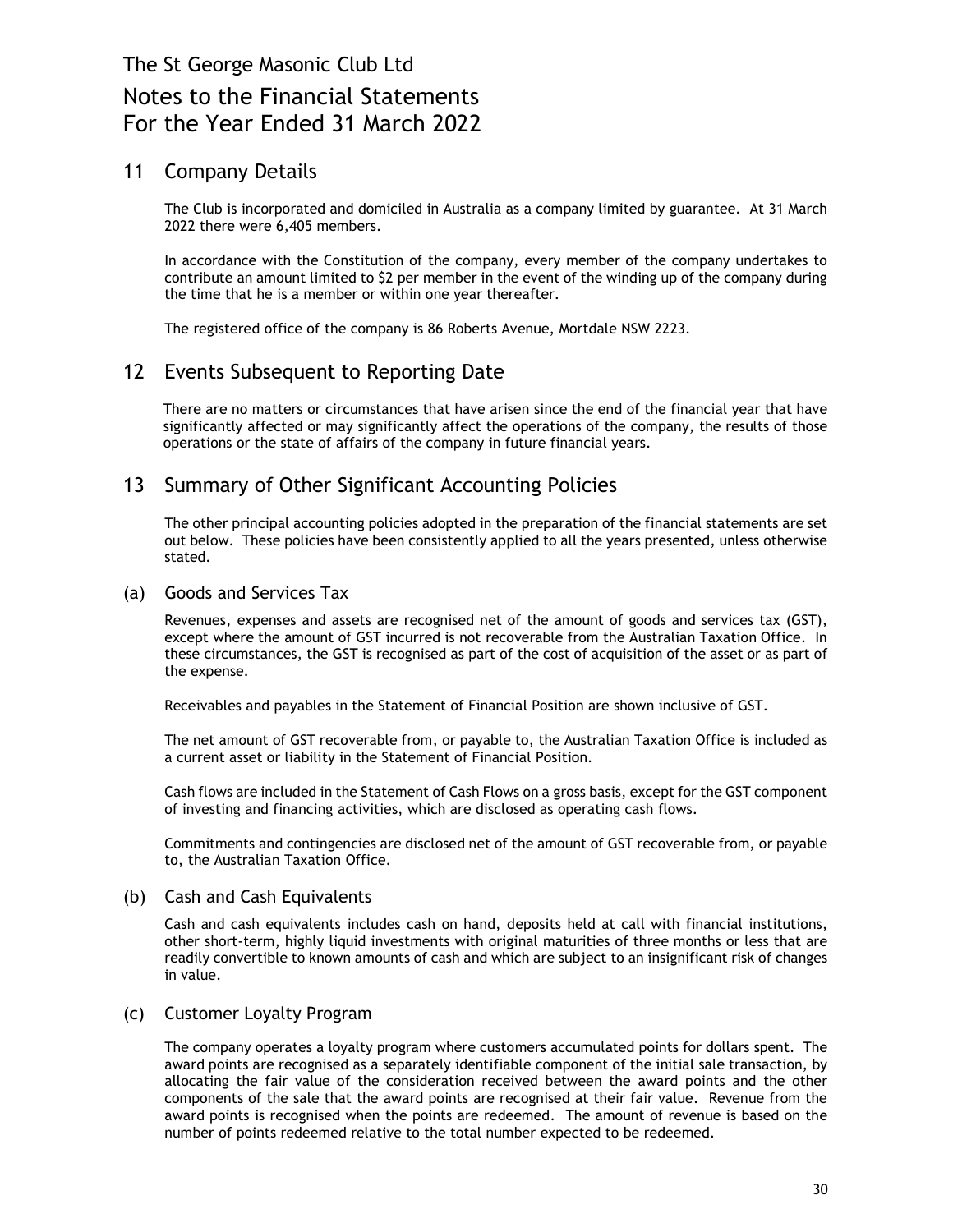# The St George Masonic Club Ltd

# Notes to the Financial Statements For the Year Ended 31 March 2022

## 11 Company Details

The Club is incorporated and domiciled in Australia as a company limited by guarantee. At 31 March 2022 there were 6,405 members.

In accordance with the Constitution of the company, every member of the company undertakes to contribute an amount limited to $2 per member in the event of the winding up of the company during the time that he is a member or within one year thereafter.

The registered office of the company is 86 Roberts Avenue, Mortdale NSW 2223.

## 12 Events Subsequent to Reporting Date

There are no matters or circumstances that have arisen since the end of the financial year that have significantly affected or may significantly affect the operations of the company, the results of those operations or the state of affairs of the company in future financial years.

## 13 Summary of Other Significant Accounting Policies

The other principal accounting policies adopted in the preparation of the financial statements are set out below. These policies have been consistently applied to all the years presented, unless otherwise stated.

### (a) Goods and Services Tax

Revenues, expenses and assets are recognised net of the amount of goods and services tax (GST), except where the amount of GST incurred is not recoverable from the Australian Taxation Office. In these circumstances, the GST is recognised as part of the cost of acquisition of the asset or as part of the expense.

Receivables and payables in the Statement of Financial Position are shown inclusive of GST.

The net amount of GST recoverable from, or payable to, the Australian Taxation Office is included as a current asset or liability in the Statement of Financial Position.

Cash flows are included in the Statement of Cash Flows on a gross basis, except for the GST component of investing and financing activities, which are disclosed as operating cash flows.

Commitments and contingencies are disclosed net of the amount of GST recoverable from, or payable to, the Australian Taxation Office.

### (b) Cash and Cash Equivalents

Cash and cash equivalents includes cash on hand, deposits held at call with financial institutions, other short-term, highly liquid investments with original maturities of three months or less that are readily convertible to known amounts of cash and which are subject to an insignificant risk of changes in value.

### (c) Customer Loyalty Program

The company operates a loyalty program where customers accumulated points for dollars spent. The award points are recognised as a separately identifiable component of the initial sale transaction, by allocating the fair value of the consideration received between the award points and the other components of the sale that the award points are recognised at their fair value. Revenue from the award points is recognised when the points are redeemed. The amount of revenue is based on the number of points redeemed relative to the total number expected to be redeemed.